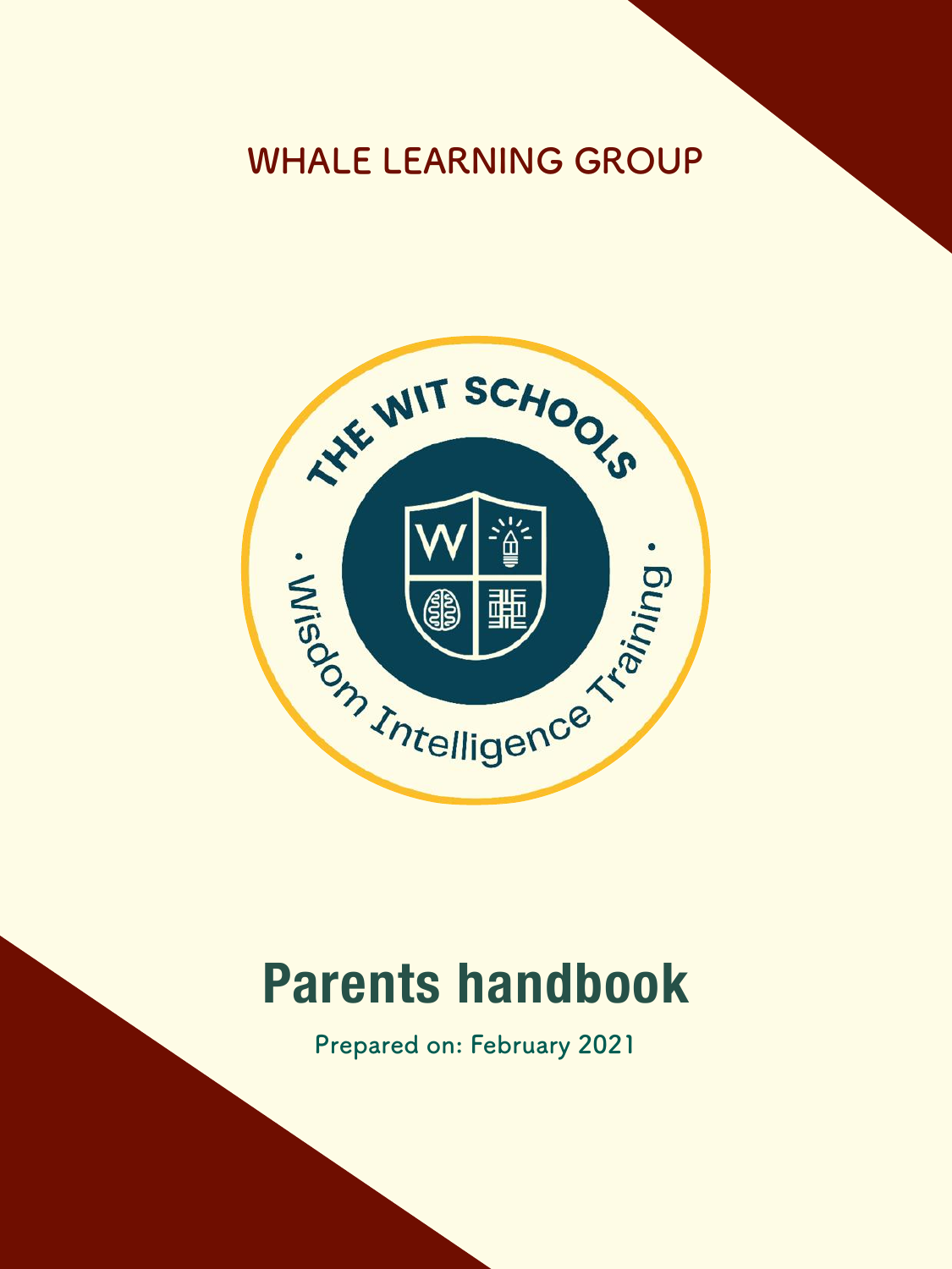WHALE LEARNING GROUP

THE WIT SCHOOLS

• Wisdom Intelligence Training •

# Parents handbook

Prepared on: February 2021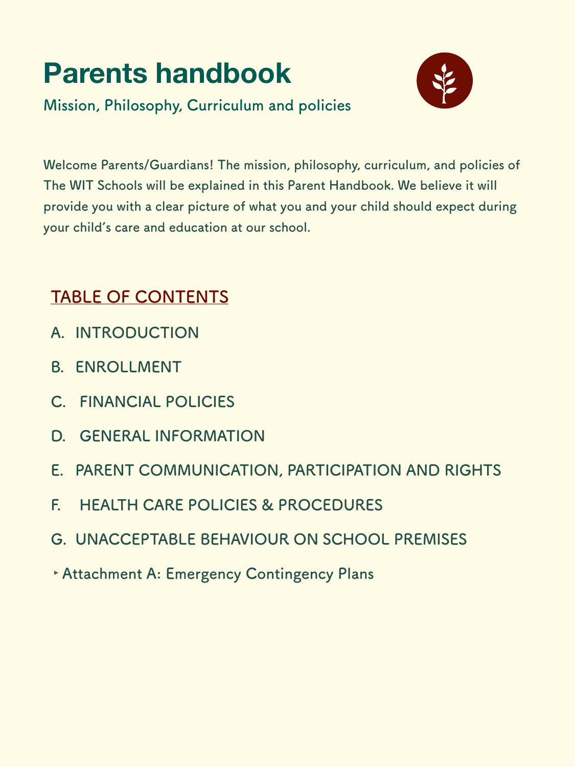# Parents handbook

## Mission, Philosophy, Curriculum and policies

Welcome Parents/Guardians! The mission, philosophy, curriculum, and policies of The WIT Schools will be explained in this Parent Handbook. We believe it will provide you with a clear picture of what you and your child should expect during your child's care and education at our school.

## TABLE OF CONTENTS

A. INTRODUCTION

B. ENROLLMENT

C. FINANCIAL POLICIES

D. GENERAL INFORMATION

E. PARENT COMMUNICATION, PARTICIPATION AND RIGHTS

F. HEALTH CARE POLICIES & PROCEDURES

G. UNACCEPTABLE BEHAVIOUR ON SCHOOL PREMISES

- Attachment A: Emergency Contingency Plans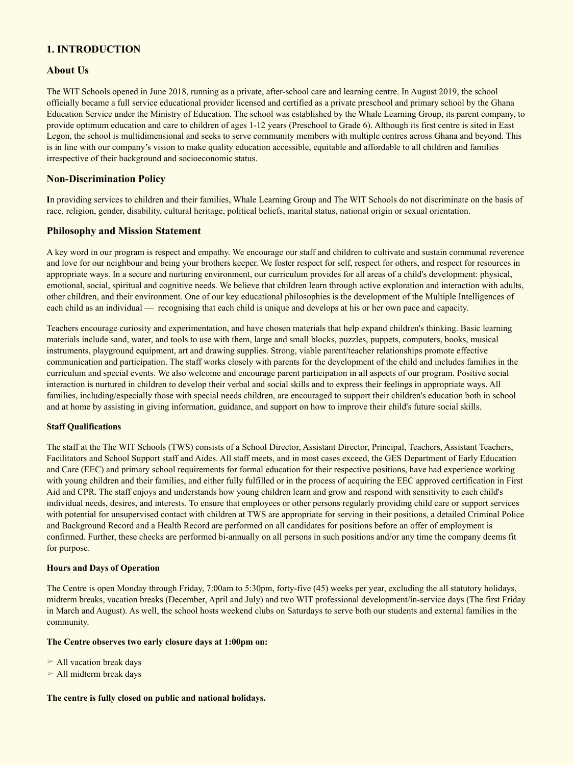## 1. INTRODUCTION

### About Us

The WIT Schools opened in June 2018, running as a private, after-school care and learning centre. In August 2019, the school officially became a full service educational provider licensed and certified as a private preschool and primary school by the Ghana Education Service under the Ministry of Education. The school was established by the Whale Learning Group, its parent company, to provide optimum education and care to children of ages 1-12 years (Preschool to Grade 6). Although its first centre is sited in East Legon, the school is multidimensional and seeks to serve community members with multiple centres across Ghana and beyond. This is in line with our company's vision to make quality education accessible, equitable and affordable to all children and families irrespective of their background and socioeconomic status.

### Non-Discrimination Policy

**I**n providing services to children and their families, Whale Learning Group and The WIT Schools do not discriminate on the basis of race, religion, gender, disability, cultural heritage, political beliefs, marital status, national origin or sexual orientation.

### Philosophy and Mission Statement

A key word in our program is respect and empathy. We encourage our staff and children to cultivate and sustain communal reverence and love for our neighbour and being your brothers keeper. We foster respect for self, respect for others, and respect for resources in appropriate ways. In a secure and nurturing environment, our curriculum provides for all areas of a child's development: physical, emotional, social, spiritual and cognitive needs. We believe that children learn through active exploration and interaction with adults, other children, and their environment. One of our key educational philosophies is the development of the Multiple Intelligences of each child as an individual — recognising that each child is unique and develops at his or her own pace and capacity.

Teachers encourage curiosity and experimentation, and have chosen materials that help expand children's thinking. Basic learning materials include sand, water, and tools to use with them, large and small blocks, puzzles, puppets, computers, books, musical instruments, playground equipment, art and drawing supplies. Strong, viable parent/teacher relationships promote effective communication and participation. The staff works closely with parents for the development of the child and includes families in the curriculum and special events. We also welcome and encourage parent participation in all aspects of our program. Positive social interaction is nurtured in children to develop their verbal and social skills and to express their feelings in appropriate ways. All families, including/especially those with special needs children, are encouraged to support their children's education both in school and at home by assisting in giving information, guidance, and support on how to improve their child's future social skills.

#### Staff Qualifications

The staff at the The WIT Schools (TWS) consists of a School Director, Assistant Director, Principal, Teachers, Assistant Teachers, Facilitators and School Support staff and Aides. All staff meets, and in most cases exceed, the GES Department of Early Education and Care (EEC) and primary school requirements for formal education for their respective positions, have had experience working with young children and their families, and either fully fulfilled or in the process of acquiring the EEC approved certification in First Aid and CPR. The staff enjoys and understands how young children learn and grow and respond with sensitivity to each child's individual needs, desires, and interests. To ensure that employees or other persons regularly providing child care or support services with potential for unsupervised contact with children at TWS are appropriate for serving in their positions, a detailed Criminal Police and Background Record and a Health Record are performed on all candidates for positions before an offer of employment is confirmed. Further, these checks are performed bi-annually on all persons in such positions and/or any time the company deems fit for purpose.

#### Hours and Days of Operation

The Centre is open Monday through Friday, 7:00am to 5:30pm, forty-five (45) weeks per year, excluding the all statutory holidays, midterm breaks, vacation breaks (December, April and July) and two WIT professional development/in-service days (The first Friday in March and August). As well, the school hosts weekend clubs on Saturdays to serve both our students and external families in the community.

**The Centre observes two early closure days at 1:00pm on:**

- All vacation break days
- All midterm break days

**The centre is fully closed on public and national holidays.**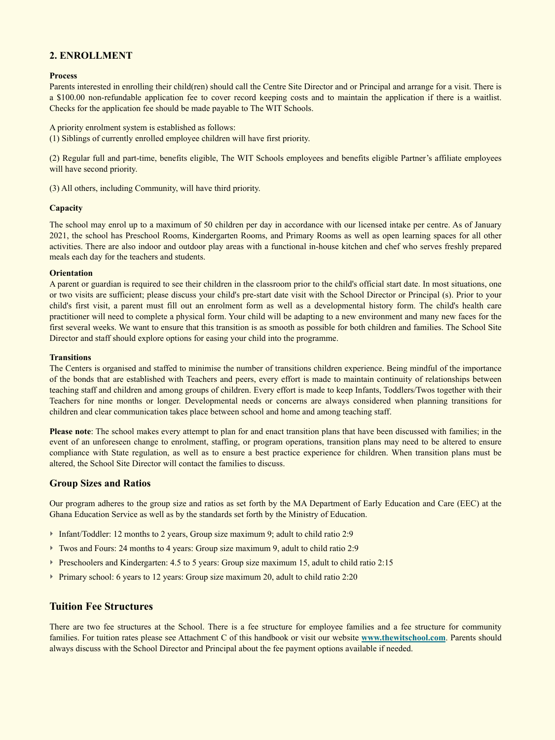## 2. ENROLLMENT

**Process**

Parents interested in enrolling their child(ren) should call the Centre Site Director and or Principal and arrange for a visit. There is a $100.00 non-refundable application fee to cover record keeping costs and to maintain the application if there is a waitlist. Checks for the application fee should be made payable to The WIT Schools.

A priority enrolment system is established as follows:
(1) Siblings of currently enrolled employee children will have first priority.

(2) Regular full and part-time, benefits eligible, The WIT Schools employees and benefits eligible Partner's affiliate employees will have second priority.

(3) All others, including Community, will have third priority.

**Capacity**

The school may enrol up to a maximum of 50 children per day in accordance with our licensed intake per centre. As of January 2021, the school has Preschool Rooms, Kindergarten Rooms, and Primary Rooms as well as open learning spaces for all other activities. There are also indoor and outdoor play areas with a functional in-house kitchen and chef who serves freshly prepared meals each day for the teachers and students.

**Orientation**

A parent or guardian is required to see their children in the classroom prior to the child's official start date. In most situations, one or two visits are sufficient; please discuss your child's pre-start date visit with the School Director or Principal (s). Prior to your child's first visit, a parent must fill out an enrolment form as well as a developmental history form. The child's health care practitioner will need to complete a physical form. Your child will be adapting to a new environment and many new faces for the first several weeks. We want to ensure that this transition is as smooth as possible for both children and families. The School Site Director and staff should explore options for easing your child into the programme.

**Transitions**

The Centers is organised and staffed to minimise the number of transitions children experience. Being mindful of the importance of the bonds that are established with Teachers and peers, every effort is made to maintain continuity of relationships between teaching staff and children and among groups of children. Every effort is made to keep Infants, Toddlers/Twos together with their Teachers for nine months or longer. Developmental needs or concerns are always considered when planning transitions for children and clear communication takes place between school and home and among teaching staff.

**Please note**: The school makes every attempt to plan for and enact transition plans that have been discussed with families; in the event of an unforeseen change to enrolment, staffing, or program operations, transition plans may need to be altered to ensure compliance with State regulation, as well as to ensure a best practice experience for children. When transition plans must be altered, the School Site Director will contact the families to discuss.

## Group Sizes and Ratios

Our program adheres to the group size and ratios as set forth by the MA Department of Early Education and Care (EEC) at the Ghana Education Service as well as by the standards set forth by the Ministry of Education.

- Infant/Toddler: 12 months to 2 years, Group size maximum 9; adult to child ratio 2:9
- Twos and Fours: 24 months to 4 years: Group size maximum 9, adult to child ratio 2:9
- Preschoolers and Kindergarten: 4.5 to 5 years: Group size maximum 15, adult to child ratio 2:15
- Primary school: 6 years to 12 years: Group size maximum 20, adult to child ratio 2:20

## Tuition Fee Structures

There are two fee structures at the School. There is a fee structure for employee families and a fee structure for community families. For tuition rates please see Attachment C of this handbook or visit our website **www.thewitschool.com**. Parents should always discuss with the School Director and Principal about the fee payment options available if needed.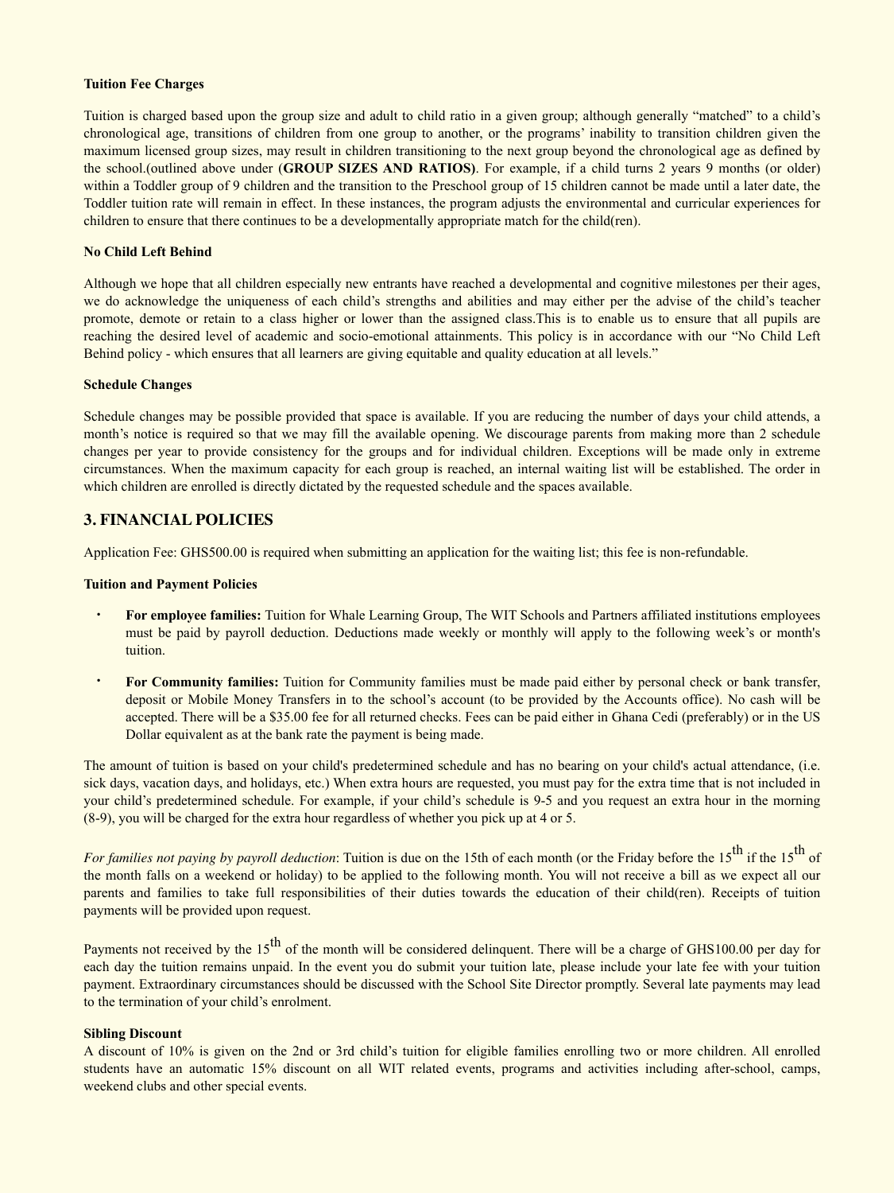**Tuition Fee Charges**

Tuition is charged based upon the group size and adult to child ratio in a given group; although generally "matched" to a child's chronological age, transitions of children from one group to another, or the programs' inability to transition children given the maximum licensed group sizes, may result in children transitioning to the next group beyond the chronological age as defined by the school.(outlined above under (**GROUP SIZES AND RATIOS**). For example, if a child turns 2 years 9 months (or older) within a Toddler group of 9 children and the transition to the Preschool group of 15 children cannot be made until a later date, the Toddler tuition rate will remain in effect. In these instances, the program adjusts the environmental and curricular experiences for children to ensure that there continues to be a developmentally appropriate match for the child(ren).

**No Child Left Behind**

Although we hope that all children especially new entrants have reached a developmental and cognitive milestones per their ages, we do acknowledge the uniqueness of each child's strengths and abilities and may either per the advise of the child's teacher promote, demote or retain to a class higher or lower than the assigned class.This is to enable us to ensure that all pupils are reaching the desired level of academic and socio-emotional attainments. This policy is in accordance with our "No Child Left Behind policy - which ensures that all learners are giving equitable and quality education at all levels."

**Schedule Changes**

Schedule changes may be possible provided that space is available. If you are reducing the number of days your child attends, a month's notice is required so that we may fill the available opening. We discourage parents from making more than 2 schedule changes per year to provide consistency for the groups and for individual children. Exceptions will be made only in extreme circumstances. When the maximum capacity for each group is reached, an internal waiting list will be established. The order in which children are enrolled is directly dictated by the requested schedule and the spaces available.

## 3. FINANCIAL POLICIES

Application Fee: GHS500.00 is required when submitting an application for the waiting list; this fee is non-refundable.

**Tuition and Payment Policies**

- **For employee families:** Tuition for Whale Learning Group, The WIT Schools and Partners affiliated institutions employees must be paid by payroll deduction. Deductions made weekly or monthly will apply to the following week's or month's tuition.
- **For Community families:** Tuition for Community families must be made paid either by personal check or bank transfer, deposit or Mobile Money Transfers in to the school's account (to be provided by the Accounts office). No cash will be accepted. There will be a $35.00 fee for all returned checks. Fees can be paid either in Ghana Cedi (preferably) or in the US Dollar equivalent as at the bank rate the payment is being made.

The amount of tuition is based on your child's predetermined schedule and has no bearing on your child's actual attendance, (i.e. sick days, vacation days, and holidays, etc.) When extra hours are requested, you must pay for the extra time that is not included in your child's predetermined schedule. For example, if your child's schedule is 9-5 and you request an extra hour in the morning (8-9), you will be charged for the extra hour regardless of whether you pick up at 4 or 5.

*For families not paying by payroll deduction*: Tuition is due on the 15th of each month (or the Friday before the 15th if the 15th of the month falls on a weekend or holiday) to be applied to the following month. You will not receive a bill as we expect all our parents and families to take full responsibilities of their duties towards the education of their child(ren). Receipts of tuition payments will be provided upon request.

Payments not received by the 15th of the month will be considered delinquent. There will be a charge of GHS100.00 per day for each day the tuition remains unpaid. In the event you do submit your tuition late, please include your late fee with your tuition payment. Extraordinary circumstances should be discussed with the School Site Director promptly. Several late payments may lead to the termination of your child's enrolment.

**Sibling Discount**

A discount of 10% is given on the 2nd or 3rd child's tuition for eligible families enrolling two or more children. All enrolled students have an automatic 15% discount on all WIT related events, programs and activities including after-school, camps, weekend clubs and other special events.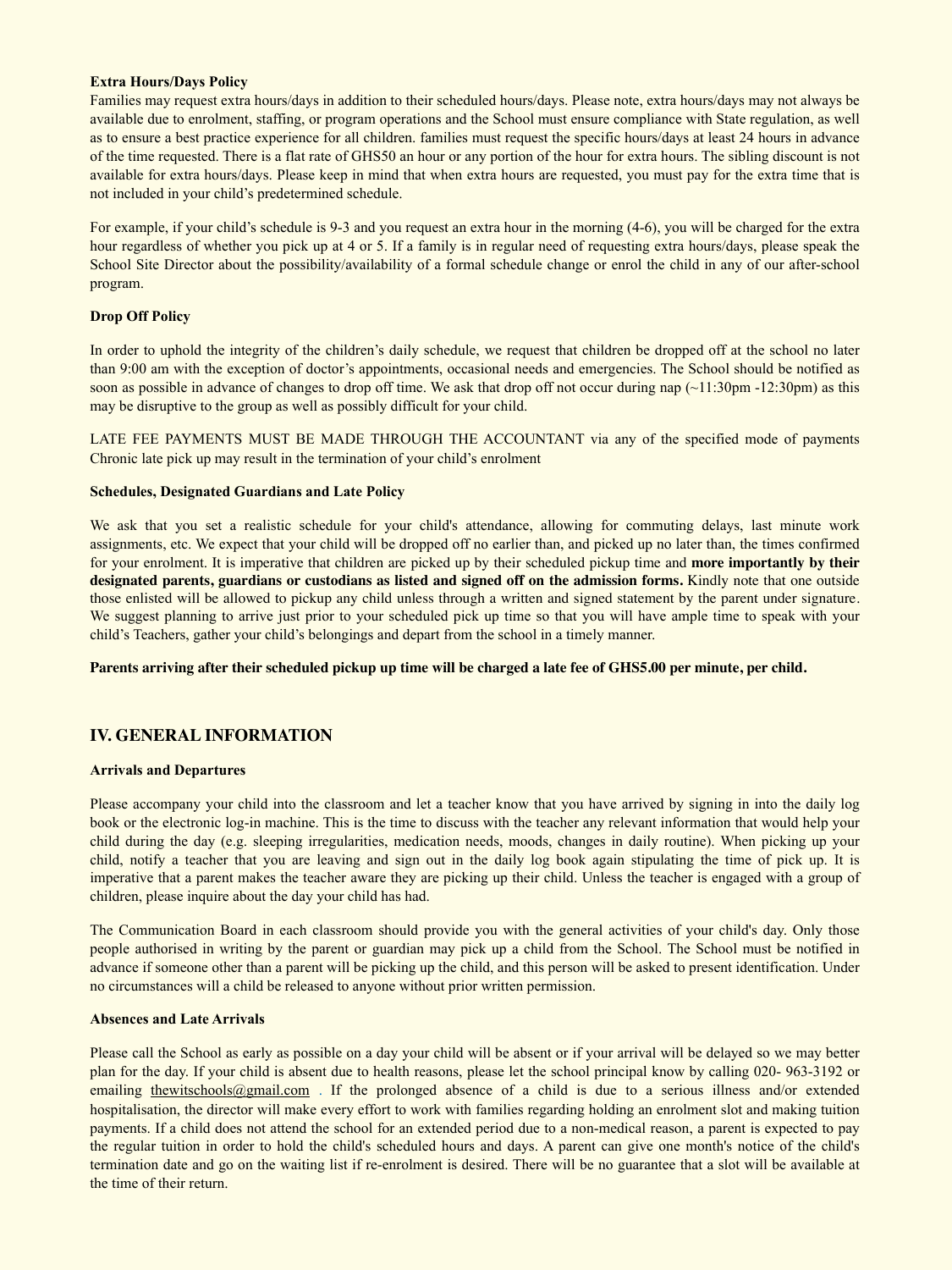**Extra Hours/Days Policy**

Families may request extra hours/days in addition to their scheduled hours/days. Please note, extra hours/days may not always be available due to enrolment, staffing, or program operations and the School must ensure compliance with State regulation, as well as to ensure a best practice experience for all children. families must request the specific hours/days at least 24 hours in advance of the time requested. There is a flat rate of GHS50 an hour or any portion of the hour for extra hours. The sibling discount is not available for extra hours/days. Please keep in mind that when extra hours are requested, you must pay for the extra time that is not included in your child's predetermined schedule.

For example, if your child's schedule is 9-3 and you request an extra hour in the morning (4-6), you will be charged for the extra hour regardless of whether you pick up at 4 or 5. If a family is in regular need of requesting extra hours/days, please speak the School Site Director about the possibility/availability of a formal schedule change or enrol the child in any of our after-school program.

**Drop Off Policy**

In order to uphold the integrity of the children's daily schedule, we request that children be dropped off at the school no later than 9:00 am with the exception of doctor's appointments, occasional needs and emergencies. The School should be notified as soon as possible in advance of changes to drop off time. We ask that drop off not occur during nap (~11:30pm -12:30pm) as this may be disruptive to the group as well as possibly difficult for your child.

LATE FEE PAYMENTS MUST BE MADE THROUGH THE ACCOUNTANT via any of the specified mode of payments Chronic late pick up may result in the termination of your child's enrolment

**Schedules, Designated Guardians and Late Policy**

We ask that you set a realistic schedule for your child's attendance, allowing for commuting delays, last minute work assignments, etc. We expect that your child will be dropped off no earlier than, and picked up no later than, the times confirmed for your enrolment. It is imperative that children are picked up by their scheduled pickup time and **more importantly by their designated parents, guardians or custodians as listed and signed off on the admission forms.** Kindly note that one outside those enlisted will be allowed to pickup any child unless through a written and signed statement by the parent under signature. We suggest planning to arrive just prior to your scheduled pick up time so that you will have ample time to speak with your child's Teachers, gather your child's belongings and depart from the school in a timely manner.

**Parents arriving after their scheduled pickup up time will be charged a late fee of GHS5.00 per minute, per child.**

## IV. GENERAL INFORMATION

**Arrivals and Departures**

Please accompany your child into the classroom and let a teacher know that you have arrived by signing in into the daily log book or the electronic log-in machine. This is the time to discuss with the teacher any relevant information that would help your child during the day (e.g. sleeping irregularities, medication needs, moods, changes in daily routine). When picking up your child, notify a teacher that you are leaving and sign out in the daily log book again stipulating the time of pick up. It is imperative that a parent makes the teacher aware they are picking up their child. Unless the teacher is engaged with a group of children, please inquire about the day your child has had.

The Communication Board in each classroom should provide you with the general activities of your child's day. Only those people authorised in writing by the parent or guardian may pick up a child from the School. The School must be notified in advance if someone other than a parent will be picking up the child, and this person will be asked to present identification. Under no circumstances will a child be released to anyone without prior written permission.

**Absences and Late Arrivals**

Please call the School as early as possible on a day your child will be absent or if your arrival will be delayed so we may better plan for the day. If your child is absent due to health reasons, please let the school principal know by calling 020- 963-3192 or emailing thewitschools@gmail.com . If the prolonged absence of a child is due to a serious illness and/or extended hospitalisation, the director will make every effort to work with families regarding holding an enrolment slot and making tuition payments. If a child does not attend the school for an extended period due to a non-medical reason, a parent is expected to pay the regular tuition in order to hold the child's scheduled hours and days. A parent can give one month's notice of the child's termination date and go on the waiting list if re-enrolment is desired. There will be no guarantee that a slot will be available at the time of their return.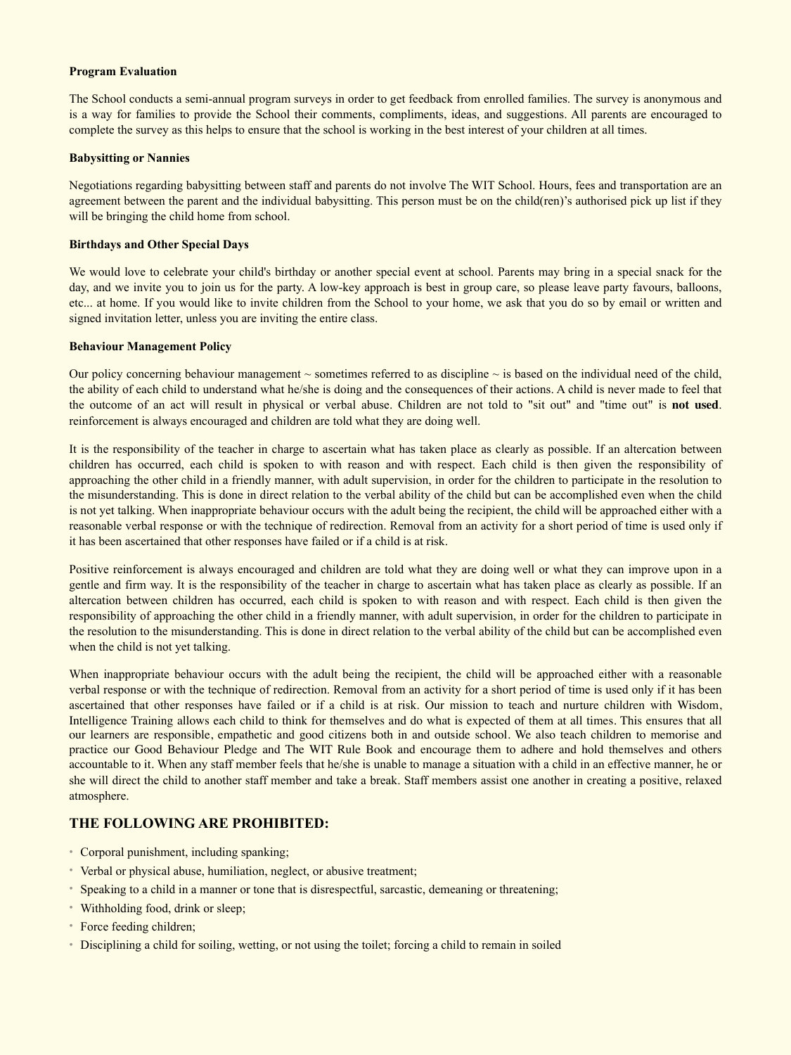**Program Evaluation**

The School conducts a semi-annual program surveys in order to get feedback from enrolled families. The survey is anonymous and is a way for families to provide the School their comments, compliments, ideas, and suggestions. All parents are encouraged to complete the survey as this helps to ensure that the school is working in the best interest of your children at all times.

**Babysitting or Nannies**

Negotiations regarding babysitting between staff and parents do not involve The WIT School. Hours, fees and transportation are an agreement between the parent and the individual babysitting. This person must be on the child(ren)'s authorised pick up list if they will be bringing the child home from school.

**Birthdays and Other Special Days**

We would love to celebrate your child's birthday or another special event at school. Parents may bring in a special snack for the day, and we invite you to join us for the party. A low-key approach is best in group care, so please leave party favours, balloons, etc... at home. If you would like to invite children from the School to your home, we ask that you do so by email or written and signed invitation letter, unless you are inviting the entire class.

**Behaviour Management Policy**

Our policy concerning behaviour management ~ sometimes referred to as discipline ~ is based on the individual need of the child, the ability of each child to understand what he/she is doing and the consequences of their actions. A child is never made to feel that the outcome of an act will result in physical or verbal abuse. Children are not told to "sit out" and "time out" is **not used**. reinforcement is always encouraged and children are told what they are doing well.

It is the responsibility of the teacher in charge to ascertain what has taken place as clearly as possible. If an altercation between children has occurred, each child is spoken to with reason and with respect. Each child is then given the responsibility of approaching the other child in a friendly manner, with adult supervision, in order for the children to participate in the resolution to the misunderstanding. This is done in direct relation to the verbal ability of the child but can be accomplished even when the child is not yet talking. When inappropriate behaviour occurs with the adult being the recipient, the child will be approached either with a reasonable verbal response or with the technique of redirection. Removal from an activity for a short period of time is used only if it has been ascertained that other responses have failed or if a child is at risk.

Positive reinforcement is always encouraged and children are told what they are doing well or what they can improve upon in a gentle and firm way. It is the responsibility of the teacher in charge to ascertain what has taken place as clearly as possible. If an altercation between children has occurred, each child is spoken to with reason and with respect. Each child is then given the responsibility of approaching the other child in a friendly manner, with adult supervision, in order for the children to participate in the resolution to the misunderstanding. This is done in direct relation to the verbal ability of the child but can be accomplished even when the child is not yet talking.

When inappropriate behaviour occurs with the adult being the recipient, the child will be approached either with a reasonable verbal response or with the technique of redirection. Removal from an activity for a short period of time is used only if it has been ascertained that other responses have failed or if a child is at risk. Our mission to teach and nurture children with Wisdom, Intelligence Training allows each child to think for themselves and do what is expected of them at all times. This ensures that all our learners are responsible, empathetic and good citizens both in and outside school. We also teach children to memorise and practice our Good Behaviour Pledge and The WIT Rule Book and encourage them to adhere and hold themselves and others accountable to it. When any staff member feels that he/she is unable to manage a situation with a child in an effective manner, he or she will direct the child to another staff member and take a break. Staff members assist one another in creating a positive, relaxed atmosphere.

## THE FOLLOWING ARE PROHIBITED:

- Corporal punishment, including spanking;
- Verbal or physical abuse, humiliation, neglect, or abusive treatment;
- Speaking to a child in a manner or tone that is disrespectful, sarcastic, demeaning or threatening;
- Withholding food, drink or sleep;
- Force feeding children;
- Disciplining a child for soiling, wetting, or not using the toilet; forcing a child to remain in soiled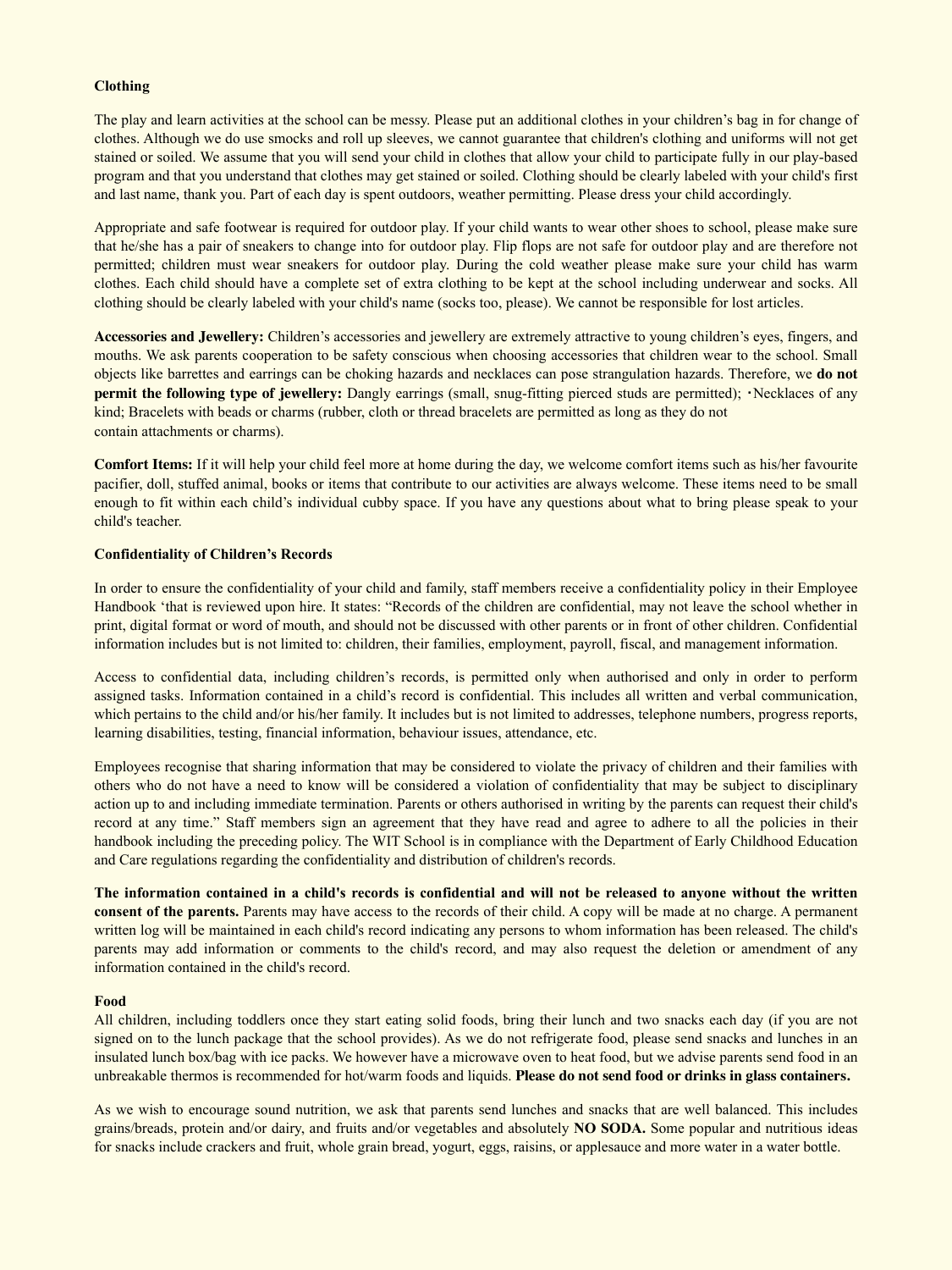**Clothing**

The play and learn activities at the school can be messy. Please put an additional clothes in your children's bag in for change of clothes. Although we do use smocks and roll up sleeves, we cannot guarantee that children's clothing and uniforms will not get stained or soiled. We assume that you will send your child in clothes that allow your child to participate fully in our play-based program and that you understand that clothes may get stained or soiled. Clothing should be clearly labeled with your child's first and last name, thank you. Part of each day is spent outdoors, weather permitting. Please dress your child accordingly.

Appropriate and safe footwear is required for outdoor play. If your child wants to wear other shoes to school, please make sure that he/she has a pair of sneakers to change into for outdoor play. Flip flops are not safe for outdoor play and are therefore not permitted; children must wear sneakers for outdoor play. During the cold weather please make sure your child has warm clothes. Each child should have a complete set of extra clothing to be kept at the school including underwear and socks. All clothing should be clearly labeled with your child's name (socks too, please). We cannot be responsible for lost articles.

**Accessories and Jewellery:** Children's accessories and jewellery are extremely attractive to young children's eyes, fingers, and mouths. We ask parents cooperation to be safety conscious when choosing accessories that children wear to the school. Small objects like barrettes and earrings can be choking hazards and necklaces can pose strangulation hazards. Therefore, we **do not permit the following type of jewellery:** Dangly earrings (small, snug-fitting pierced studs are permitted); •Necklaces of any kind; Bracelets with beads or charms (rubber, cloth or thread bracelets are permitted as long as they do not contain attachments or charms).

**Comfort Items:** If it will help your child feel more at home during the day, we welcome comfort items such as his/her favourite pacifier, doll, stuffed animal, books or items that contribute to our activities are always welcome. These items need to be small enough to fit within each child's individual cubby space. If you have any questions about what to bring please speak to your child's teacher.

**Confidentiality of Children's Records**

In order to ensure the confidentiality of your child and family, staff members receive a confidentiality policy in their Employee Handbook 'that is reviewed upon hire. It states: "Records of the children are confidential, may not leave the school whether in print, digital format or word of mouth, and should not be discussed with other parents or in front of other children. Confidential information includes but is not limited to: children, their families, employment, payroll, fiscal, and management information.

Access to confidential data, including children's records, is permitted only when authorised and only in order to perform assigned tasks. Information contained in a child's record is confidential. This includes all written and verbal communication, which pertains to the child and/or his/her family. It includes but is not limited to addresses, telephone numbers, progress reports, learning disabilities, testing, financial information, behaviour issues, attendance, etc.

Employees recognise that sharing information that may be considered to violate the privacy of children and their families with others who do not have a need to know will be considered a violation of confidentiality that may be subject to disciplinary action up to and including immediate termination. Parents or others authorised in writing by the parents can request their child's record at any time." Staff members sign an agreement that they have read and agree to adhere to all the policies in their handbook including the preceding policy. The WIT School is in compliance with the Department of Early Childhood Education and Care regulations regarding the confidentiality and distribution of children's records.

**The information contained in a child's records is confidential and will not be released to anyone without the written consent of the parents.** Parents may have access to the records of their child. A copy will be made at no charge. A permanent written log will be maintained in each child's record indicating any persons to whom information has been released. The child's parents may add information or comments to the child's record, and may also request the deletion or amendment of any information contained in the child's record.

**Food**

All children, including toddlers once they start eating solid foods, bring their lunch and two snacks each day (if you are not signed on to the lunch package that the school provides). As we do not refrigerate food, please send snacks and lunches in an insulated lunch box/bag with ice packs. We however have a microwave oven to heat food, but we advise parents send food in an unbreakable thermos is recommended for hot/warm foods and liquids. **Please do not send food or drinks in glass containers.**

As we wish to encourage sound nutrition, we ask that parents send lunches and snacks that are well balanced. This includes grains/breads, protein and/or dairy, and fruits and/or vegetables and absolutely **NO SODA.** Some popular and nutritious ideas for snacks include crackers and fruit, whole grain bread, yogurt, eggs, raisins, or applesauce and more water in a water bottle.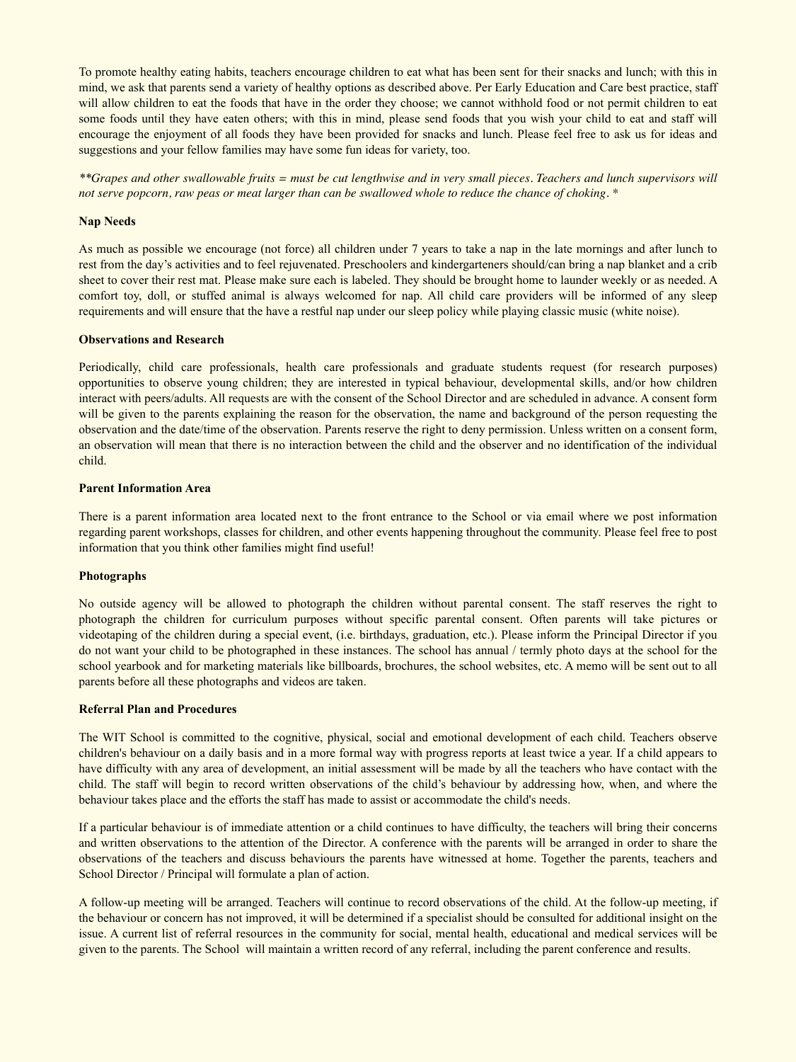To promote healthy eating habits, teachers encourage children to eat what has been sent for their snacks and lunch; with this in mind, we ask that parents send a variety of healthy options as described above. Per Early Education and Care best practice, staff will allow children to eat the foods that have in the order they choose; we cannot withhold food or not permit children to eat some foods until they have eaten others; with this in mind, please send foods that you wish your child to eat and staff will encourage the enjoyment of all foods they have been provided for snacks and lunch. Please feel free to ask us for ideas and suggestions and your fellow families may have some fun ideas for variety, too.

*\*\*Grapes and other swallowable fruits = must be cut lengthwise and in very small pieces. Teachers and lunch supervisors will not serve popcorn, raw peas or meat larger than can be swallowed whole to reduce the chance of choking. \**

**Nap Needs**

As much as possible we encourage (not force) all children under 7 years to take a nap in the late mornings and after lunch to rest from the day's activities and to feel rejuvenated. Preschoolers and kindergarteners should/can bring a nap blanket and a crib sheet to cover their rest mat. Please make sure each is labeled. They should be brought home to launder weekly or as needed. A comfort toy, doll, or stuffed animal is always welcomed for nap. All child care providers will be informed of any sleep requirements and will ensure that the have a restful nap under our sleep policy while playing classic music (white noise).

**Observations and Research**

Periodically, child care professionals, health care professionals and graduate students request (for research purposes) opportunities to observe young children; they are interested in typical behaviour, developmental skills, and/or how children interact with peers/adults. All requests are with the consent of the School Director and are scheduled in advance. A consent form will be given to the parents explaining the reason for the observation, the name and background of the person requesting the observation and the date/time of the observation. Parents reserve the right to deny permission. Unless written on a consent form, an observation will mean that there is no interaction between the child and the observer and no identification of the individual child.

**Parent Information Area**

There is a parent information area located next to the front entrance to the School or via email where we post information regarding parent workshops, classes for children, and other events happening throughout the community. Please feel free to post information that you think other families might find useful!

**Photographs**

No outside agency will be allowed to photograph the children without parental consent. The staff reserves the right to photograph the children for curriculum purposes without specific parental consent. Often parents will take pictures or videotaping of the children during a special event, (i.e. birthdays, graduation, etc.). Please inform the Principal Director if you do not want your child to be photographed in these instances. The school has annual / termly photo days at the school for the school yearbook and for marketing materials like billboards, brochures, the school websites, etc. A memo will be sent out to all parents before all these photographs and videos are taken.

**Referral Plan and Procedures**

The WIT School is committed to the cognitive, physical, social and emotional development of each child. Teachers observe children's behaviour on a daily basis and in a more formal way with progress reports at least twice a year. If a child appears to have difficulty with any area of development, an initial assessment will be made by all the teachers who have contact with the child. The staff will begin to record written observations of the child's behaviour by addressing how, when, and where the behaviour takes place and the efforts the staff has made to assist or accommodate the child's needs.

If a particular behaviour is of immediate attention or a child continues to have difficulty, the teachers will bring their concerns and written observations to the attention of the Director. A conference with the parents will be arranged in order to share the observations of the teachers and discuss behaviours the parents have witnessed at home. Together the parents, teachers and School Director / Principal will formulate a plan of action.

A follow-up meeting will be arranged. Teachers will continue to record observations of the child. At the follow-up meeting, if the behaviour or concern has not improved, it will be determined if a specialist should be consulted for additional insight on the issue. A current list of referral resources in the community for social, mental health, educational and medical services will be given to the parents. The School will maintain a written record of any referral, including the parent conference and results.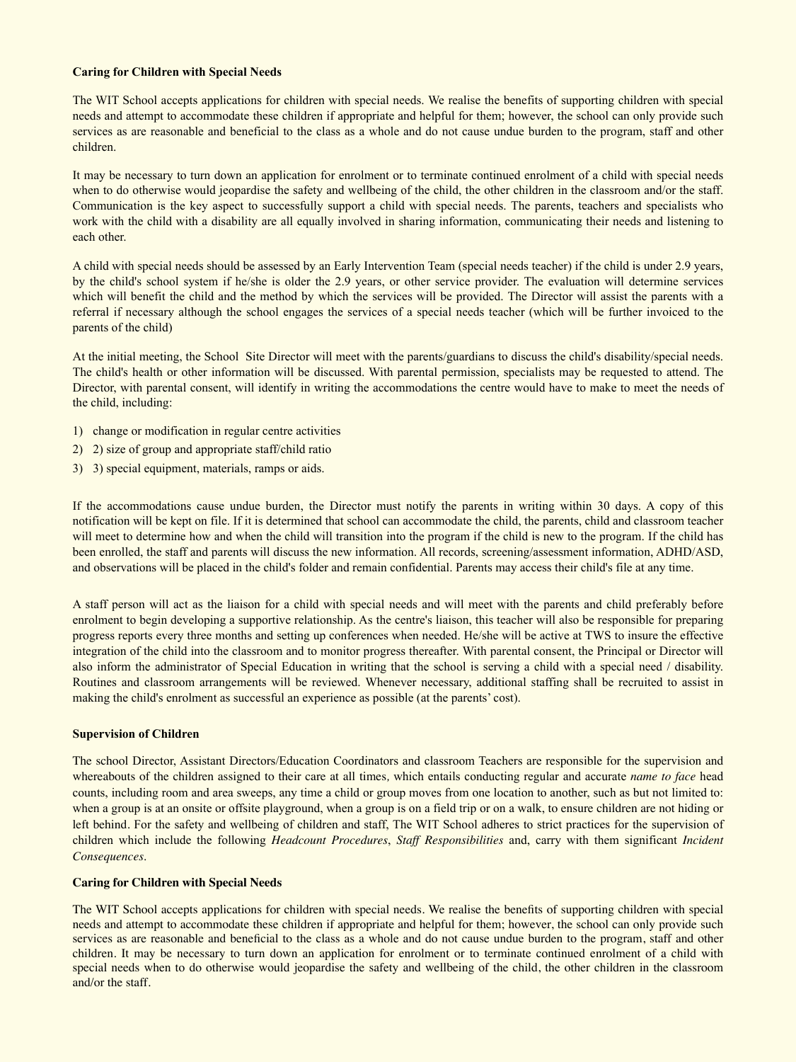**Caring for Children with Special Needs**

The WIT School accepts applications for children with special needs. We realise the benefits of supporting children with special needs and attempt to accommodate these children if appropriate and helpful for them; however, the school can only provide such services as are reasonable and beneficial to the class as a whole and do not cause undue burden to the program, staff and other children.

It may be necessary to turn down an application for enrolment or to terminate continued enrolment of a child with special needs when to do otherwise would jeopardise the safety and wellbeing of the child, the other children in the classroom and/or the staff. Communication is the key aspect to successfully support a child with special needs. The parents, teachers and specialists who work with the child with a disability are all equally involved in sharing information, communicating their needs and listening to each other.

A child with special needs should be assessed by an Early Intervention Team (special needs teacher) if the child is under 2.9 years, by the child's school system if he/she is older the 2.9 years, or other service provider. The evaluation will determine services which will benefit the child and the method by which the services will be provided. The Director will assist the parents with a referral if necessary although the school engages the services of a special needs teacher (which will be further invoiced to the parents of the child)

At the initial meeting, the School  Site Director will meet with the parents/guardians to discuss the child's disability/special needs. The child's health or other information will be discussed. With parental permission, specialists may be requested to attend. The Director, with parental consent, will identify in writing the accommodations the centre would have to make to meet the needs of the child, including:

1) change or modification in regular centre activities
2) 2) size of group and appropriate staff/child ratio
3) 3) special equipment, materials, ramps or aids.

If the accommodations cause undue burden, the Director must notify the parents in writing within 30 days. A copy of this notification will be kept on file. If it is determined that school can accommodate the child, the parents, child and classroom teacher will meet to determine how and when the child will transition into the program if the child is new to the program. If the child has been enrolled, the staff and parents will discuss the new information. All records, screening/assessment information, ADHD/ASD, and observations will be placed in the child's folder and remain confidential. Parents may access their child's file at any time.

A staff person will act as the liaison for a child with special needs and will meet with the parents and child preferably before enrolment to begin developing a supportive relationship. As the centre's liaison, this teacher will also be responsible for preparing progress reports every three months and setting up conferences when needed. He/she will be active at TWS to insure the effective integration of the child into the classroom and to monitor progress thereafter. With parental consent, the Principal or Director will also inform the administrator of Special Education in writing that the school is serving a child with a special need / disability. Routines and classroom arrangements will be reviewed. Whenever necessary, additional staffing shall be recruited to assist in making the child's enrolment as successful an experience as possible (at the parents' cost).

**Supervision of Children**

The school Director, Assistant Directors/Education Coordinators and classroom Teachers are responsible for the supervision and whereabouts of the children assigned to their care at all times, which entails conducting regular and accurate *name to face* head counts, including room and area sweeps, any time a child or group moves from one location to another, such as but not limited to: when a group is at an onsite or offsite playground, when a group is on a field trip or on a walk, to ensure children are not hiding or left behind. For the safety and wellbeing of children and staff, The WIT School adheres to strict practices for the supervision of children which include the following *Headcount Procedures*, *Staff Responsibilities* and, carry with them significant *Incident Consequences*.

**Caring for Children with Special Needs**

The WIT School accepts applications for children with special needs. We realise the benefits of supporting children with special needs and attempt to accommodate these children if appropriate and helpful for them; however, the school can only provide such services as are reasonable and beneficial to the class as a whole and do not cause undue burden to the program, staff and other children. It may be necessary to turn down an application for enrolment or to terminate continued enrolment of a child with special needs when to do otherwise would jeopardise the safety and wellbeing of the child, the other children in the classroom and/or the staff.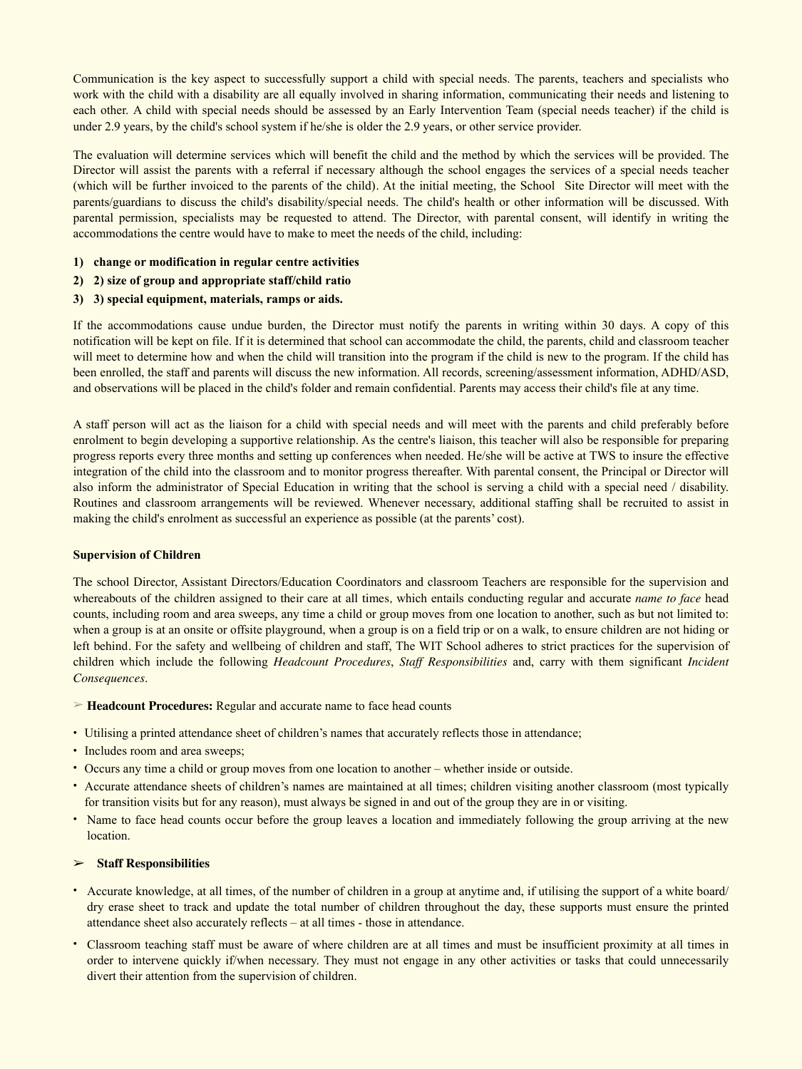Communication is the key aspect to successfully support a child with special needs. The parents, teachers and specialists who work with the child with a disability are all equally involved in sharing information, communicating their needs and listening to each other. A child with special needs should be assessed by an Early Intervention Team (special needs teacher) if the child is under 2.9 years, by the child's school system if he/she is older the 2.9 years, or other service provider.

The evaluation will determine services which will benefit the child and the method by which the services will be provided. The Director will assist the parents with a referral if necessary although the school engages the services of a special needs teacher (which will be further invoiced to the parents of the child). At the initial meeting, the School Site Director will meet with the parents/guardians to discuss the child's disability/special needs. The child's health or other information will be discussed. With parental permission, specialists may be requested to attend. The Director, with parental consent, will identify in writing the accommodations the centre would have to make to meet the needs of the child, including:

1) **change or modification in regular centre activities**
2) **2) size of group and appropriate staff/child ratio**
3) **3) special equipment, materials, ramps or aids.**

If the accommodations cause undue burden, the Director must notify the parents in writing within 30 days. A copy of this notification will be kept on file. If it is determined that school can accommodate the child, the parents, child and classroom teacher will meet to determine how and when the child will transition into the program if the child is new to the program. If the child has been enrolled, the staff and parents will discuss the new information. All records, screening/assessment information, ADHD/ASD, and observations will be placed in the child's folder and remain confidential. Parents may access their child's file at any time.

A staff person will act as the liaison for a child with special needs and will meet with the parents and child preferably before enrolment to begin developing a supportive relationship. As the centre's liaison, this teacher will also be responsible for preparing progress reports every three months and setting up conferences when needed. He/she will be active at TWS to insure the effective integration of the child into the classroom and to monitor progress thereafter. With parental consent, the Principal or Director will also inform the administrator of Special Education in writing that the school is serving a child with a special need / disability. Routines and classroom arrangements will be reviewed. Whenever necessary, additional staffing shall be recruited to assist in making the child's enrolment as successful an experience as possible (at the parents' cost).

**Supervision of Children**

The school Director, Assistant Directors/Education Coordinators and classroom Teachers are responsible for the supervision and whereabouts of the children assigned to their care at all times, which entails conducting regular and accurate *name to face* head counts, including room and area sweeps, any time a child or group moves from one location to another, such as but not limited to: when a group is at an onsite or offsite playground, when a group is on a field trip or on a walk, to ensure children are not hiding or left behind. For the safety and wellbeing of children and staff, The WIT School adheres to strict practices for the supervision of children which include the following *Headcount Procedures*, *Staff Responsibilities* and, carry with them significant *Incident Consequences*.

➢ **Headcount Procedures:** Regular and accurate name to face head counts

- Utilising a printed attendance sheet of children's names that accurately reflects those in attendance;
- Includes room and area sweeps;
- Occurs any time a child or group moves from one location to another – whether inside or outside.
- Accurate attendance sheets of children's names are maintained at all times; children visiting another classroom (most typically for transition visits but for any reason), must always be signed in and out of the group they are in or visiting.
- Name to face head counts occur before the group leaves a location and immediately following the group arriving at the new location.

➢ **Staff Responsibilities**

- Accurate knowledge, at all times, of the number of children in a group at anytime and, if utilising the support of a white board/ dry erase sheet to track and update the total number of children throughout the day, these supports must ensure the printed attendance sheet also accurately reflects – at all times - those in attendance.
- Classroom teaching staff must be aware of where children are at all times and must be insufficient proximity at all times in order to intervene quickly if/when necessary. They must not engage in any other activities or tasks that could unnecessarily divert their attention from the supervision of children.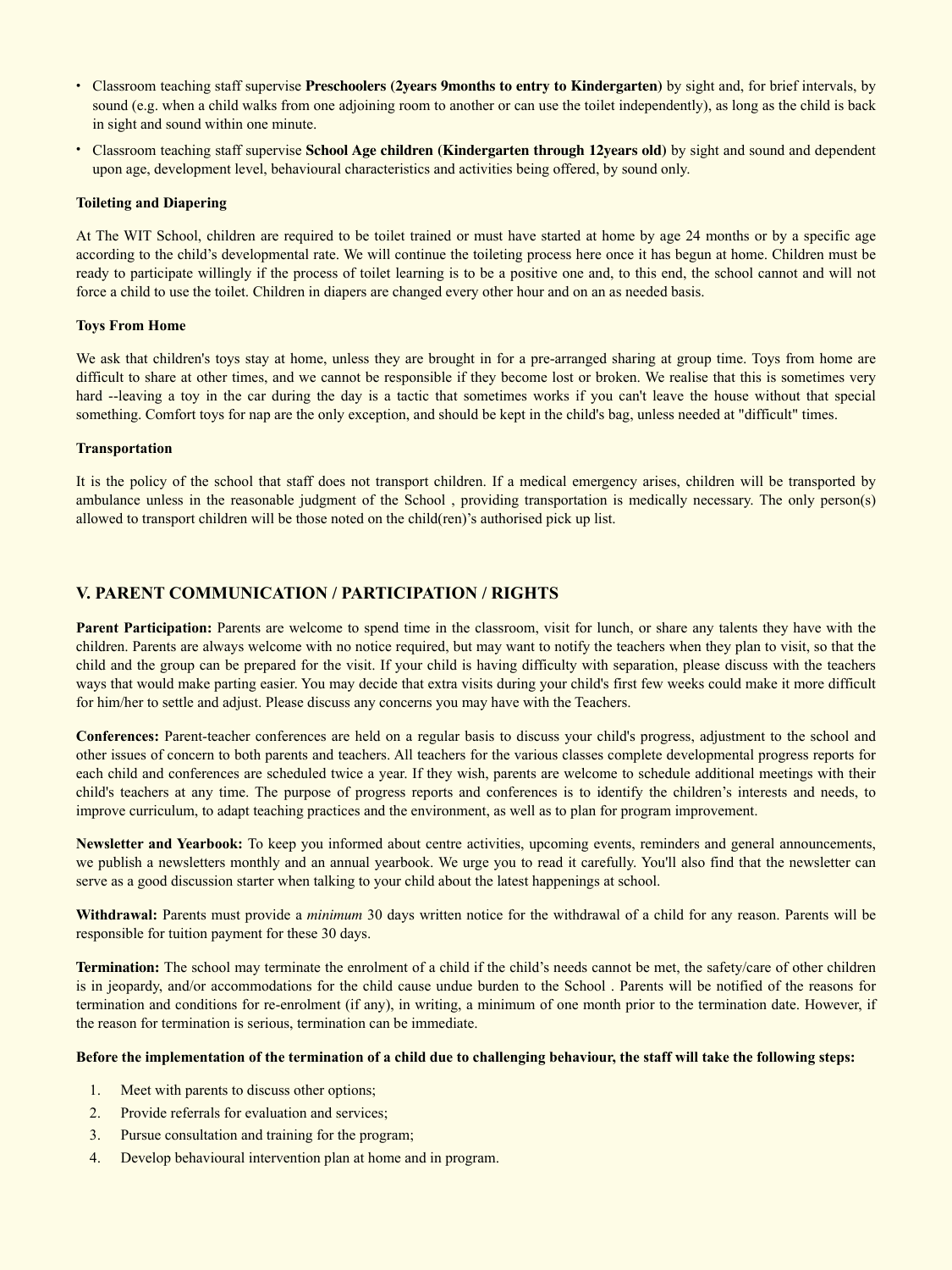- Classroom teaching staff supervise **Preschoolers (2years 9months to entry to Kindergarten)** by sight and, for brief intervals, by sound (e.g. when a child walks from one adjoining room to another or can use the toilet independently), as long as the child is back in sight and sound within one minute.
- Classroom teaching staff supervise **School Age children (Kindergarten through 12years old)** by sight and sound and dependent upon age, development level, behavioural characteristics and activities being offered, by sound only.

**Toileting and Diapering**

At The WIT School, children are required to be toilet trained or must have started at home by age 24 months or by a specific age according to the child's developmental rate. We will continue the toileting process here once it has begun at home. Children must be ready to participate willingly if the process of toilet learning is to be a positive one and, to this end, the school cannot and will not force a child to use the toilet. Children in diapers are changed every other hour and on an as needed basis.

**Toys From Home**

We ask that children's toys stay at home, unless they are brought in for a pre-arranged sharing at group time. Toys from home are difficult to share at other times, and we cannot be responsible if they become lost or broken. We realise that this is sometimes very hard --leaving a toy in the car during the day is a tactic that sometimes works if you can't leave the house without that special something. Comfort toys for nap are the only exception, and should be kept in the child's bag, unless needed at "difficult" times.

**Transportation**

It is the policy of the school that staff does not transport children. If a medical emergency arises, children will be transported by ambulance unless in the reasonable judgment of the School , providing transportation is medically necessary. The only person(s) allowed to transport children will be those noted on the child(ren)'s authorised pick up list.

## V. PARENT COMMUNICATION / PARTICIPATION / RIGHTS

**Parent Participation:** Parents are welcome to spend time in the classroom, visit for lunch, or share any talents they have with the children. Parents are always welcome with no notice required, but may want to notify the teachers when they plan to visit, so that the child and the group can be prepared for the visit. If your child is having difficulty with separation, please discuss with the teachers ways that would make parting easier. You may decide that extra visits during your child's first few weeks could make it more difficult for him/her to settle and adjust. Please discuss any concerns you may have with the Teachers.

**Conferences:** Parent-teacher conferences are held on a regular basis to discuss your child's progress, adjustment to the school and other issues of concern to both parents and teachers. All teachers for the various classes complete developmental progress reports for each child and conferences are scheduled twice a year. If they wish, parents are welcome to schedule additional meetings with their child's teachers at any time. The purpose of progress reports and conferences is to identify the children's interests and needs, to improve curriculum, to adapt teaching practices and the environment, as well as to plan for program improvement.

**Newsletter and Yearbook:** To keep you informed about centre activities, upcoming events, reminders and general announcements, we publish a newsletters monthly and an annual yearbook. We urge you to read it carefully. You'll also find that the newsletter can serve as a good discussion starter when talking to your child about the latest happenings at school.

**Withdrawal:** Parents must provide a *minimum* 30 days written notice for the withdrawal of a child for any reason. Parents will be responsible for tuition payment for these 30 days.

**Termination:** The school may terminate the enrolment of a child if the child's needs cannot be met, the safety/care of other children is in jeopardy, and/or accommodations for the child cause undue burden to the School . Parents will be notified of the reasons for termination and conditions for re-enrolment (if any), in writing, a minimum of one month prior to the termination date. However, if the reason for termination is serious, termination can be immediate.

**Before the implementation of the termination of a child due to challenging behaviour, the staff will take the following steps:**

1. Meet with parents to discuss other options;
2. Provide referrals for evaluation and services;
3. Pursue consultation and training for the program;
4. Develop behavioural intervention plan at home and in program.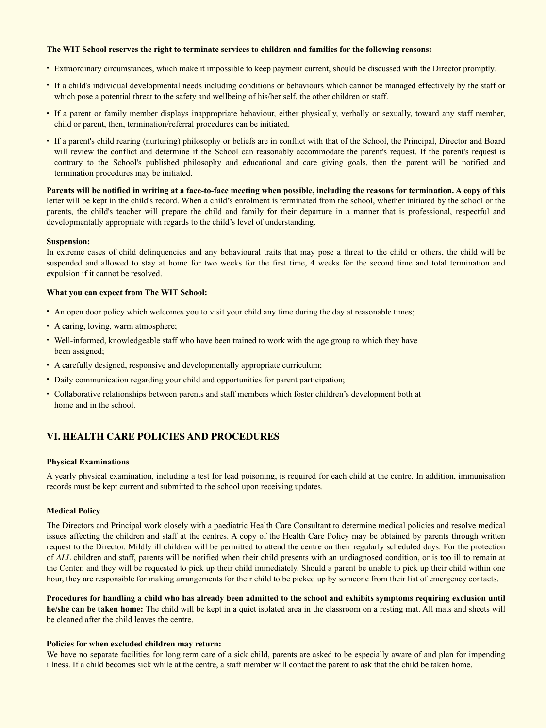**The WIT School reserves the right to terminate services to children and families for the following reasons:**

- Extraordinary circumstances, which make it impossible to keep payment current, should be discussed with the Director promptly.
- If a child's individual developmental needs including conditions or behaviours which cannot be managed effectively by the staff or which pose a potential threat to the safety and wellbeing of his/her self, the other children or staff.
- If a parent or family member displays inappropriate behaviour, either physically, verbally or sexually, toward any staff member, child or parent, then, termination/referral procedures can be initiated.
- If a parent's child rearing (nurturing) philosophy or beliefs are in conflict with that of the School, the Principal, Director and Board will review the conflict and determine if the School can reasonably accommodate the parent's request. If the parent's request is contrary to the School's published philosophy and educational and care giving goals, then the parent will be notified and termination procedures may be initiated.

**Parents will be notified in writing at a face-to-face meeting when possible, including the reasons for termination. A copy of this** letter will be kept in the child's record. When a child's enrolment is terminated from the school, whether initiated by the school or the parents, the child's teacher will prepare the child and family for their departure in a manner that is professional, respectful and developmentally appropriate with regards to the child's level of understanding.

**Suspension:**
In extreme cases of child delinquencies and any behavioural traits that may pose a threat to the child or others, the child will be suspended and allowed to stay at home for two weeks for the first time, 4 weeks for the second time and total termination and expulsion if it cannot be resolved.

**What you can expect from The WIT School:**

- An open door policy which welcomes you to visit your child any time during the day at reasonable times;
- A caring, loving, warm atmosphere;
- Well-informed, knowledgeable staff who have been trained to work with the age group to which they have been assigned;
- A carefully designed, responsive and developmentally appropriate curriculum;
- Daily communication regarding your child and opportunities for parent participation;
- Collaborative relationships between parents and staff members which foster children's development both at home and in the school.

## VI. HEALTH CARE POLICIES AND PROCEDURES

### Physical Examinations

A yearly physical examination, including a test for lead poisoning, is required for each child at the centre. In addition, immunisation records must be kept current and submitted to the school upon receiving updates.

### Medical Policy

The Directors and Principal work closely with a paediatric Health Care Consultant to determine medical policies and resolve medical issues affecting the children and staff at the centres. A copy of the Health Care Policy may be obtained by parents through written request to the Director. Mildly ill children will be permitted to attend the centre on their regularly scheduled days. For the protection of *ALL* children and staff, parents will be notified when their child presents with an undiagnosed condition, or is too ill to remain at the Center, and they will be requested to pick up their child immediately. Should a parent be unable to pick up their child within one hour, they are responsible for making arrangements for their child to be picked up by someone from their list of emergency contacts.

**Procedures for handling a child who has already been admitted to the school and exhibits symptoms requiring exclusion until he/she can be taken home:** The child will be kept in a quiet isolated area in the classroom on a resting mat. All mats and sheets will be cleaned after the child leaves the centre.

**Policies for when excluded children may return:**
We have no separate facilities for long term care of a sick child, parents are asked to be especially aware of and plan for impending illness. If a child becomes sick while at the centre, a staff member will contact the parent to ask that the child be taken home.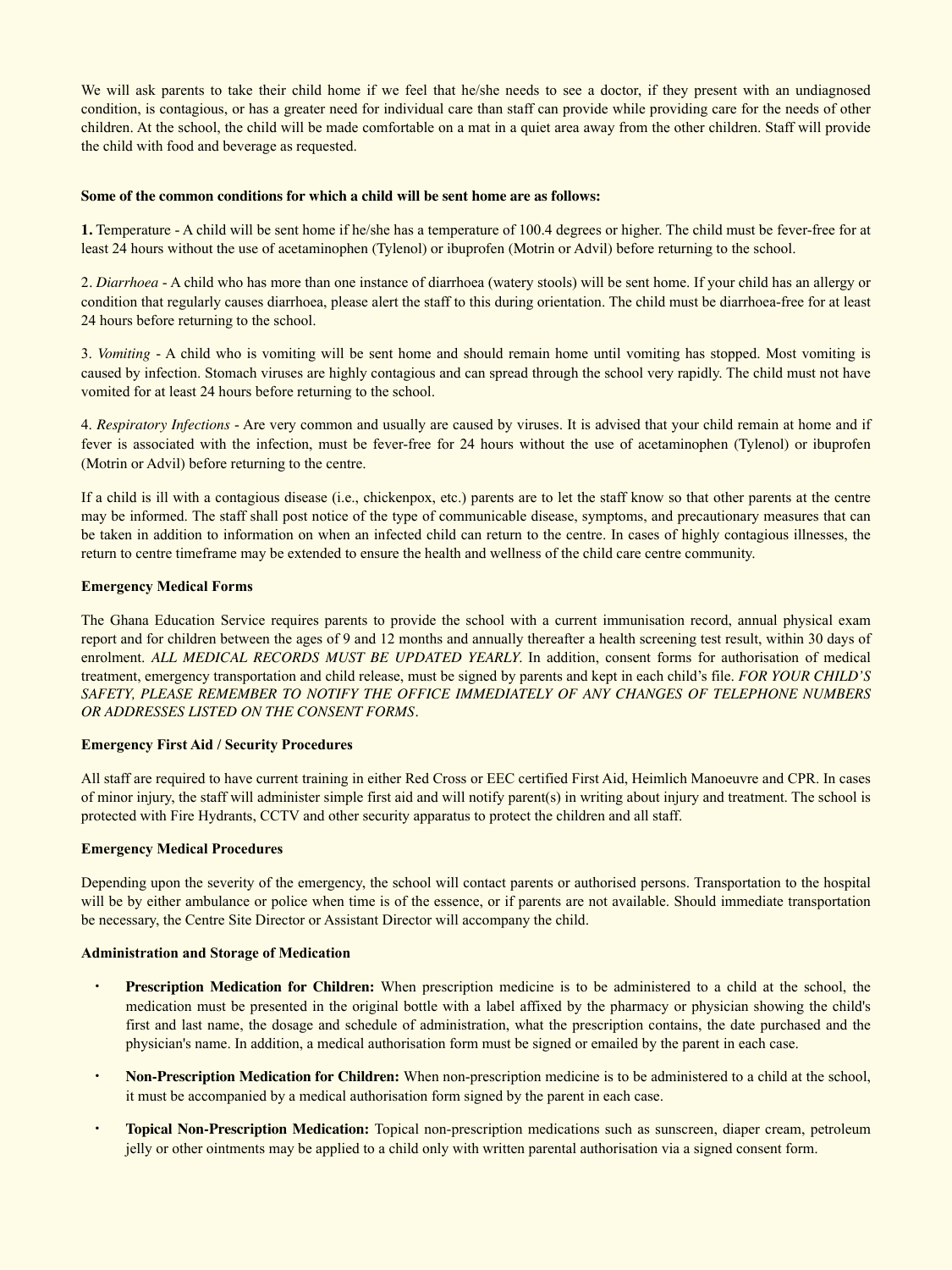We will ask parents to take their child home if we feel that he/she needs to see a doctor, if they present with an undiagnosed condition, is contagious, or has a greater need for individual care than staff can provide while providing care for the needs of other children. At the school, the child will be made comfortable on a mat in a quiet area away from the other children. Staff will provide the child with food and beverage as requested.

**Some of the common conditions for which a child will be sent home are as follows:**

**1.** Temperature - A child will be sent home if he/she has a temperature of 100.4 degrees or higher. The child must be fever-free for at least 24 hours without the use of acetaminophen (Tylenol) or ibuprofen (Motrin or Advil) before returning to the school.

2. *Diarrhoea* - A child who has more than one instance of diarrhoea (watery stools) will be sent home. If your child has an allergy or condition that regularly causes diarrhoea, please alert the staff to this during orientation. The child must be diarrhoea-free for at least 24 hours before returning to the school.

3. *Vomiting* - A child who is vomiting will be sent home and should remain home until vomiting has stopped. Most vomiting is caused by infection. Stomach viruses are highly contagious and can spread through the school very rapidly. The child must not have vomited for at least 24 hours before returning to the school.

4. *Respiratory Infections* - Are very common and usually are caused by viruses. It is advised that your child remain at home and if fever is associated with the infection, must be fever-free for 24 hours without the use of acetaminophen (Tylenol) or ibuprofen (Motrin or Advil) before returning to the centre.

If a child is ill with a contagious disease (i.e., chickenpox, etc.) parents are to let the staff know so that other parents at the centre may be informed. The staff shall post notice of the type of communicable disease, symptoms, and precautionary measures that can be taken in addition to information on when an infected child can return to the centre. In cases of highly contagious illnesses, the return to centre timeframe may be extended to ensure the health and wellness of the child care centre community.

**Emergency Medical Forms**

The Ghana Education Service requires parents to provide the school with a current immunisation record, annual physical exam report and for children between the ages of 9 and 12 months and annually thereafter a health screening test result, within 30 days of enrolment. *ALL MEDICAL RECORDS MUST BE UPDATED YEARLY.* In addition, consent forms for authorisation of medical treatment, emergency transportation and child release, must be signed by parents and kept in each child's file. *FOR YOUR CHILD'S SAFETY, PLEASE REMEMBER TO NOTIFY THE OFFICE IMMEDIATELY OF ANY CHANGES OF TELEPHONE NUMBERS OR ADDRESSES LISTED ON THE CONSENT FORMS*.

**Emergency First Aid / Security Procedures**

All staff are required to have current training in either Red Cross or EEC certified First Aid, Heimlich Manoeuvre and CPR. In cases of minor injury, the staff will administer simple first aid and will notify parent(s) in writing about injury and treatment. The school is protected with Fire Hydrants, CCTV and other security apparatus to protect the children and all staff.

**Emergency Medical Procedures**

Depending upon the severity of the emergency, the school will contact parents or authorised persons. Transportation to the hospital will be by either ambulance or police when time is of the essence, or if parents are not available. Should immediate transportation be necessary, the Centre Site Director or Assistant Director will accompany the child.

**Administration and Storage of Medication**

- **Prescription Medication for Children:** When prescription medicine is to be administered to a child at the school, the medication must be presented in the original bottle with a label affixed by the pharmacy or physician showing the child's first and last name, the dosage and schedule of administration, what the prescription contains, the date purchased and the physician's name. In addition, a medical authorisation form must be signed or emailed by the parent in each case.
- **Non-Prescription Medication for Children:** When non-prescription medicine is to be administered to a child at the school, it must be accompanied by a medical authorisation form signed by the parent in each case.
- **Topical Non-Prescription Medication:** Topical non-prescription medications such as sunscreen, diaper cream, petroleum jelly or other ointments may be applied to a child only with written parental authorisation via a signed consent form.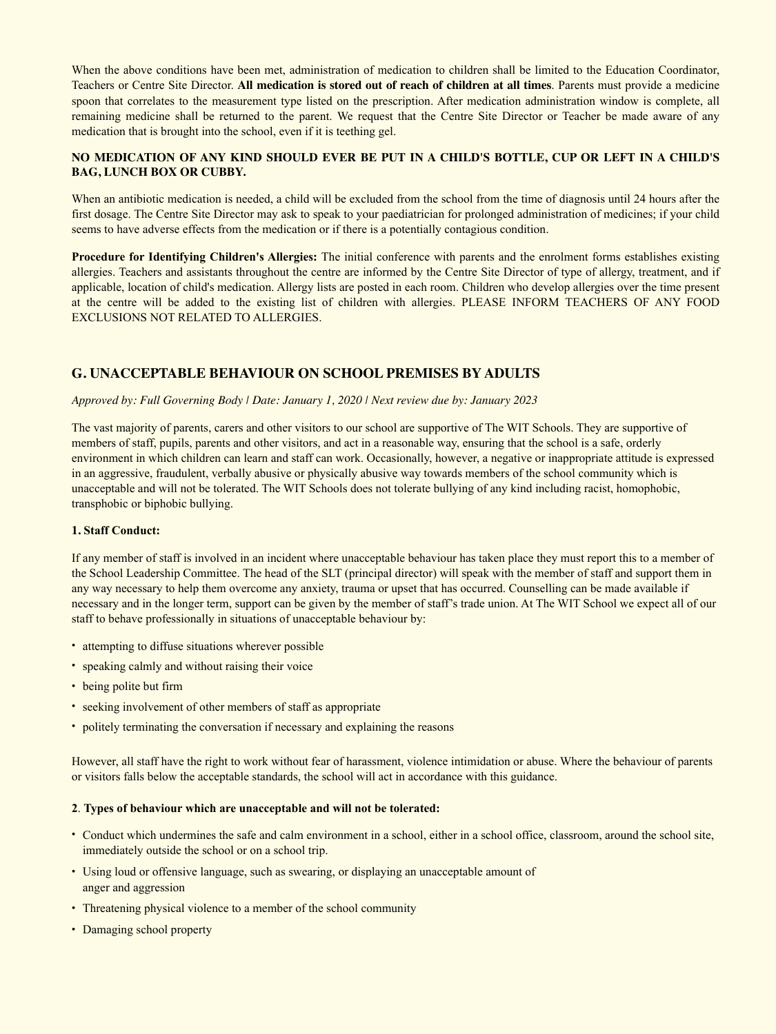When the above conditions have been met, administration of medication to children shall be limited to the Education Coordinator, Teachers or Centre Site Director. **All medication is stored out of reach of children at all times**. Parents must provide a medicine spoon that correlates to the measurement type listed on the prescription. After medication administration window is complete, all remaining medicine shall be returned to the parent. We request that the Centre Site Director or Teacher be made aware of any medication that is brought into the school, even if it is teething gel.

**NO MEDICATION OF ANY KIND SHOULD EVER BE PUT IN A CHILD'S BOTTLE, CUP OR LEFT IN A CHILD'S BAG, LUNCH BOX OR CUBBY.**

When an antibiotic medication is needed, a child will be excluded from the school from the time of diagnosis until 24 hours after the first dosage. The Centre Site Director may ask to speak to your paediatrician for prolonged administration of medicines; if your child seems to have adverse effects from the medication or if there is a potentially contagious condition.

**Procedure for Identifying Children's Allergies:** The initial conference with parents and the enrolment forms establishes existing allergies. Teachers and assistants throughout the centre are informed by the Centre Site Director of type of allergy, treatment, and if applicable, location of child's medication. Allergy lists are posted in each room. Children who develop allergies over the time present at the centre will be added to the existing list of children with allergies. PLEASE INFORM TEACHERS OF ANY FOOD EXCLUSIONS NOT RELATED TO ALLERGIES.

## G. UNACCEPTABLE BEHAVIOUR ON SCHOOL PREMISES BY ADULTS

*Approved by: Full Governing Body | Date: January 1, 2020 | Next review due by: January 2023*

The vast majority of parents, carers and other visitors to our school are supportive of The WIT Schools. They are supportive of members of staff, pupils, parents and other visitors, and act in a reasonable way, ensuring that the school is a safe, orderly environment in which children can learn and staff can work. Occasionally, however, a negative or inappropriate attitude is expressed in an aggressive, fraudulent, verbally abusive or physically abusive way towards members of the school community which is unacceptable and will not be tolerated. The WIT Schools does not tolerate bullying of any kind including racist, homophobic, transphobic or biphobic bullying.

**1. Staff Conduct:**

If any member of staff is involved in an incident where unacceptable behaviour has taken place they must report this to a member of the School Leadership Committee. The head of the SLT (principal director) will speak with the member of staff and support them in any way necessary to help them overcome any anxiety, trauma or upset that has occurred. Counselling can be made available if necessary and in the longer term, support can be given by the member of staff's trade union. At The WIT School we expect all of our staff to behave professionally in situations of unacceptable behaviour by:

- attempting to diffuse situations wherever possible
- speaking calmly and without raising their voice
- being polite but firm
- seeking involvement of other members of staff as appropriate
- politely terminating the conversation if necessary and explaining the reasons

However, all staff have the right to work without fear of harassment, violence intimidation or abuse. Where the behaviour of parents or visitors falls below the acceptable standards, the school will act in accordance with this guidance.

**2. Types of behaviour which are unacceptable and will not be tolerated:**

- Conduct which undermines the safe and calm environment in a school, either in a school office, classroom, around the school site, immediately outside the school or on a school trip.
- Using loud or offensive language, such as swearing, or displaying an unacceptable amount of anger and aggression
- Threatening physical violence to a member of the school community
- Damaging school property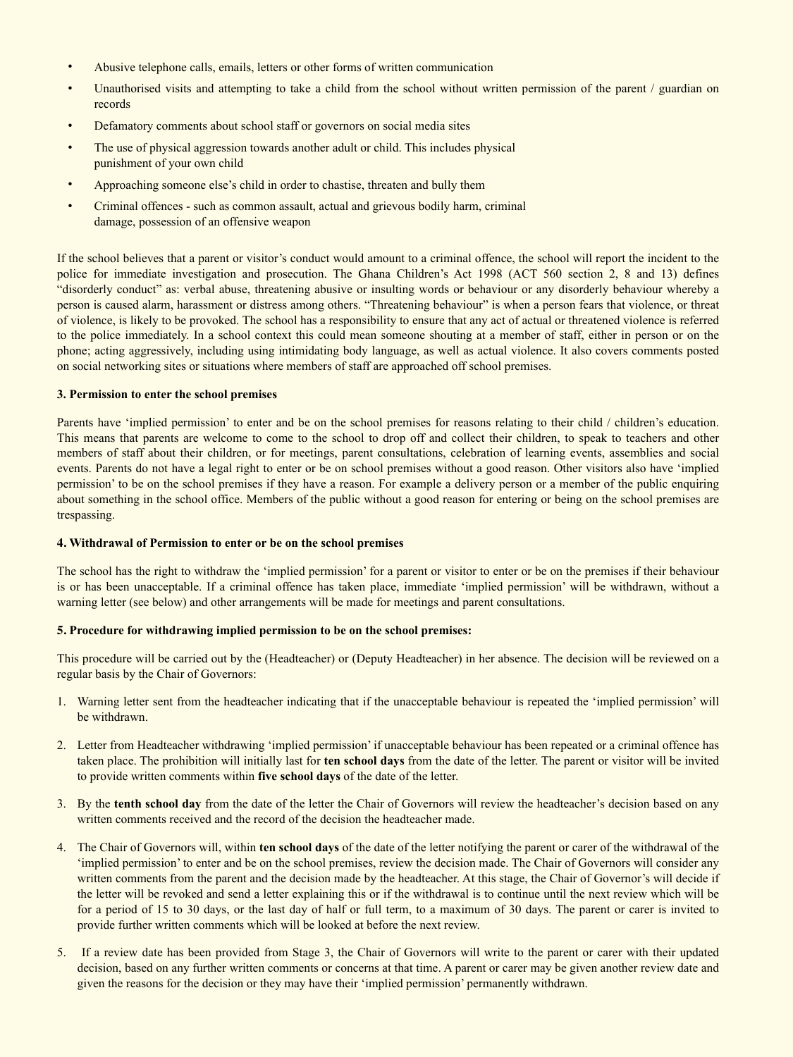- Abusive telephone calls, emails, letters or other forms of written communication
- Unauthorised visits and attempting to take a child from the school without written permission of the parent / guardian on records
- Defamatory comments about school staff or governors on social media sites
- The use of physical aggression towards another adult or child. This includes physical punishment of your own child
- Approaching someone else's child in order to chastise, threaten and bully them
- Criminal offences - such as common assault, actual and grievous bodily harm, criminal damage, possession of an offensive weapon

If the school believes that a parent or visitor's conduct would amount to a criminal offence, the school will report the incident to the police for immediate investigation and prosecution. The Ghana Children's Act 1998 (ACT 560 section 2, 8 and 13) defines "disorderly conduct" as: verbal abuse, threatening abusive or insulting words or behaviour or any disorderly behaviour whereby a person is caused alarm, harassment or distress among others. "Threatening behaviour" is when a person fears that violence, or threat of violence, is likely to be provoked. The school has a responsibility to ensure that any act of actual or threatened violence is referred to the police immediately. In a school context this could mean someone shouting at a member of staff, either in person or on the phone; acting aggressively, including using intimidating body language, as well as actual violence. It also covers comments posted on social networking sites or situations where members of staff are approached off school premises.

**3. Permission to enter the school premises**

Parents have 'implied permission' to enter and be on the school premises for reasons relating to their child / children's education. This means that parents are welcome to come to the school to drop off and collect their children, to speak to teachers and other members of staff about their children, or for meetings, parent consultations, celebration of learning events, assemblies and social events. Parents do not have a legal right to enter or be on school premises without a good reason. Other visitors also have 'implied permission' to be on the school premises if they have a reason. For example a delivery person or a member of the public enquiring about something in the school office. Members of the public without a good reason for entering or being on the school premises are trespassing.

**4. Withdrawal of Permission to enter or be on the school premises**

The school has the right to withdraw the 'implied permission' for a parent or visitor to enter or be on the premises if their behaviour is or has been unacceptable. If a criminal offence has taken place, immediate 'implied permission' will be withdrawn, without a warning letter (see below) and other arrangements will be made for meetings and parent consultations.

**5. Procedure for withdrawing implied permission to be on the school premises:**

This procedure will be carried out by the (Headteacher) or (Deputy Headteacher) in her absence. The decision will be reviewed on a regular basis by the Chair of Governors:

1. Warning letter sent from the headteacher indicating that if the unacceptable behaviour is repeated the 'implied permission' will be withdrawn.

2. Letter from Headteacher withdrawing 'implied permission' if unacceptable behaviour has been repeated or a criminal offence has taken place. The prohibition will initially last for **ten school days** from the date of the letter. The parent or visitor will be invited to provide written comments within **five school days** of the date of the letter.

3. By the **tenth school day** from the date of the letter the Chair of Governors will review the headteacher's decision based on any written comments received and the record of the decision the headteacher made.

4. The Chair of Governors will, within **ten school days** of the date of the letter notifying the parent or carer of the withdrawal of the 'implied permission' to enter and be on the school premises, review the decision made. The Chair of Governors will consider any written comments from the parent and the decision made by the headteacher. At this stage, the Chair of Governor's will decide if the letter will be revoked and send a letter explaining this or if the withdrawal is to continue until the next review which will be for a period of 15 to 30 days, or the last day of half or full term, to a maximum of 30 days. The parent or carer is invited to provide further written comments which will be looked at before the next review.

5. If a review date has been provided from Stage 3, the Chair of Governors will write to the parent or carer with their updated decision, based on any further written comments or concerns at that time. A parent or carer may be given another review date and given the reasons for the decision or they may have their 'implied permission' permanently withdrawn.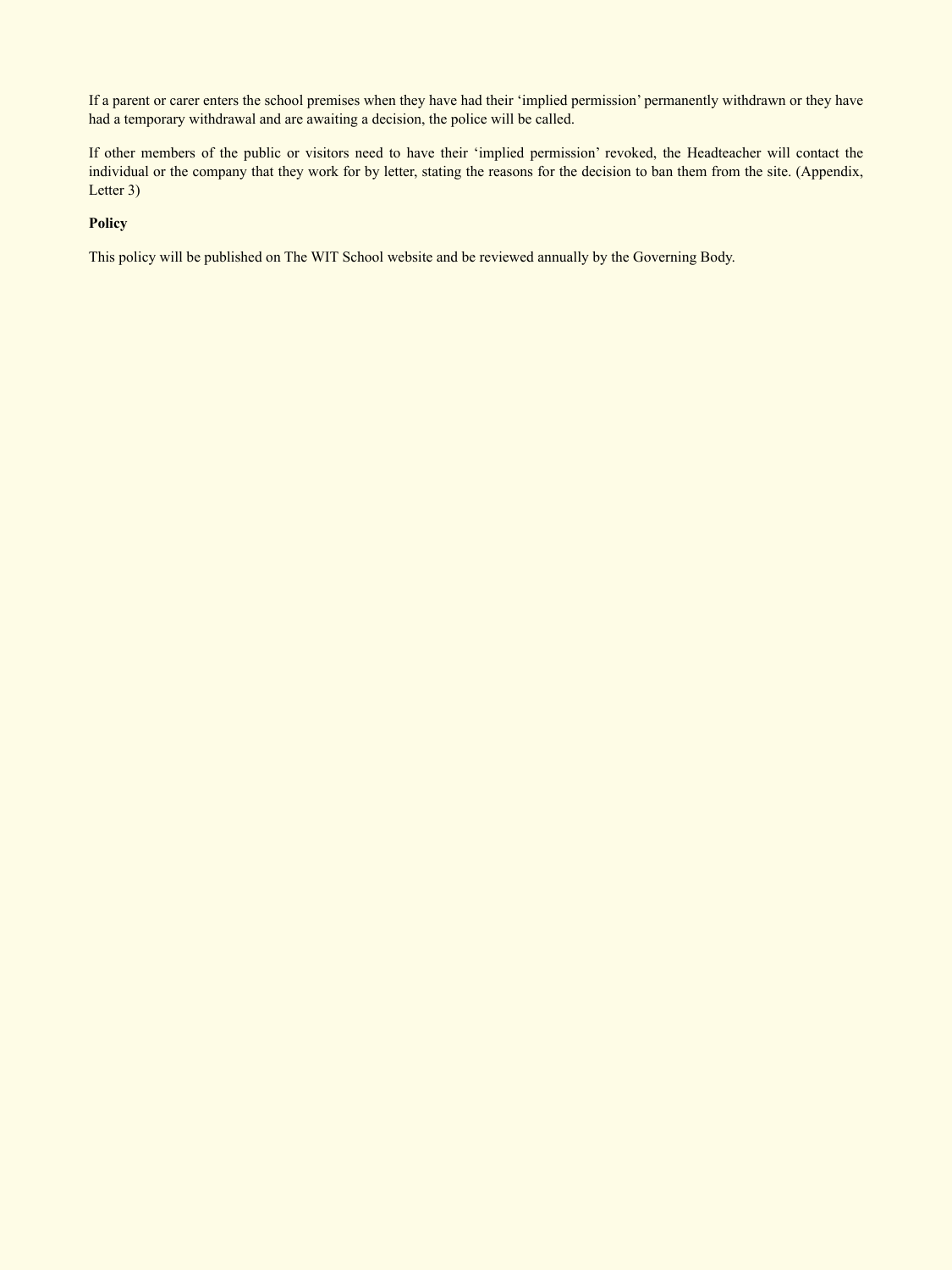If a parent or carer enters the school premises when they have had their ‘implied permission’ permanently withdrawn or they have had a temporary withdrawal and are awaiting a decision, the police will be called.

If other members of the public or visitors need to have their ‘implied permission’ revoked, the Headteacher will contact the individual or the company that they work for by letter, stating the reasons for the decision to ban them from the site. (Appendix, Letter 3)

**Policy**

This policy will be published on The WIT School website and be reviewed annually by the Governing Body.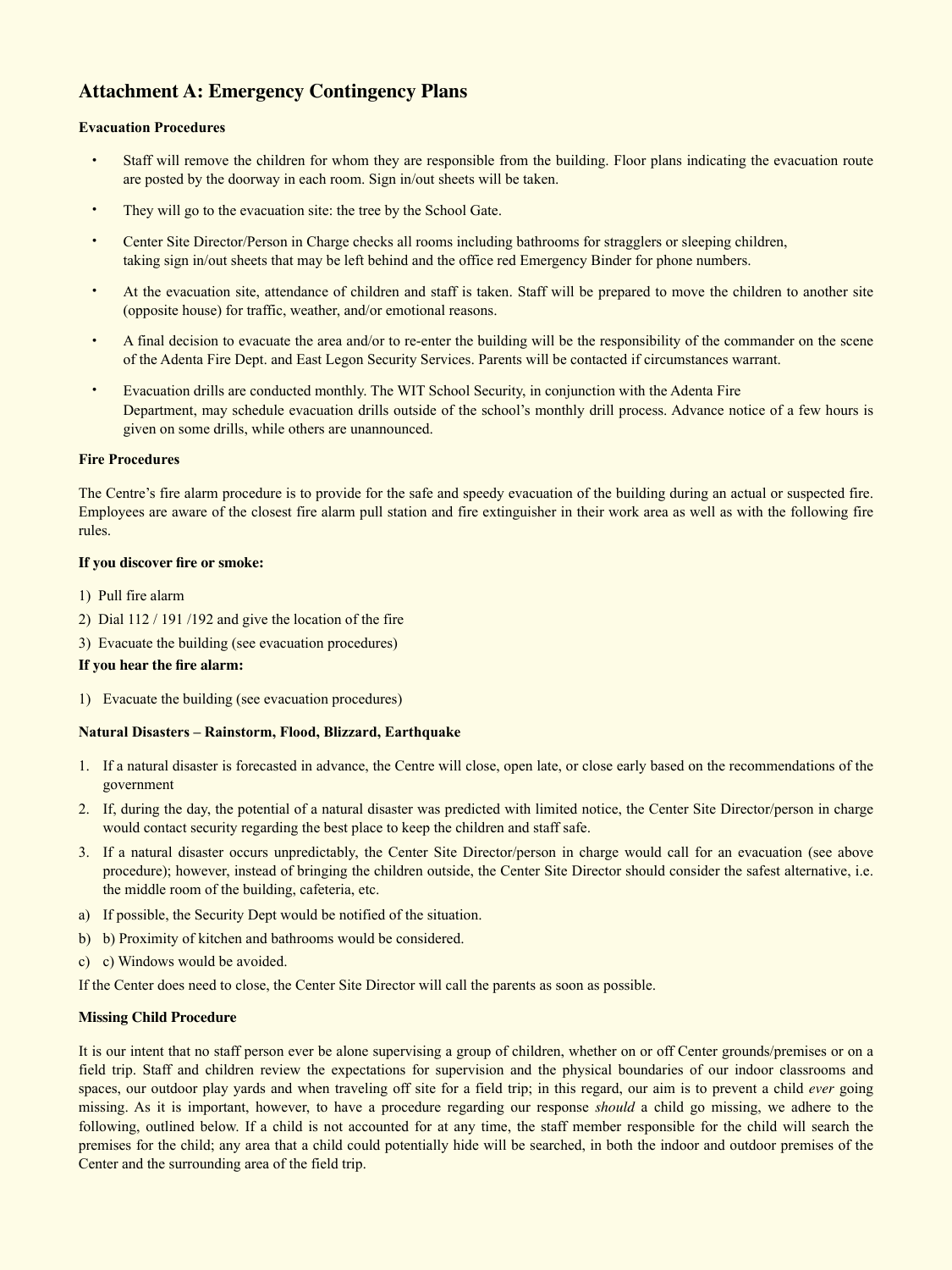## Attachment A: Emergency Contingency Plans

**Evaluation Procedures**

- Staff will remove the children for whom they are responsible from the building. Floor plans indicating the evacuation route are posted by the doorway in each room. Sign in/out sheets will be taken.
- They will go to the evacuation site: the tree by the School Gate.
- Center Site Director/Person in Charge checks all rooms including bathrooms for stragglers or sleeping children, taking sign in/out sheets that may be left behind and the office red Emergency Binder for phone numbers.
- At the evacuation site, attendance of children and staff is taken. Staff will be prepared to move the children to another site (opposite house) for traffic, weather, and/or emotional reasons.
- A final decision to evacuate the area and/or to re-enter the building will be the responsibility of the commander on the scene of the Adenta Fire Dept. and East Legon Security Services. Parents will be contacted if circumstances warrant.
- Evacuation drills are conducted monthly. The WIT School Security, in conjunction with the Adenta Fire Department, may schedule evacuation drills outside of the school's monthly drill process. Advance notice of a few hours is given on some drills, while others are unannounced.

**Fire Procedures**

The Centre's fire alarm procedure is to provide for the safe and speedy evacuation of the building during an actual or suspected fire. Employees are aware of the closest fire alarm pull station and fire extinguisher in their work area as well as with the following fire rules.

**If you discover fire or smoke:**

1) Pull fire alarm
2) Dial 112 / 191 /192 and give the location of the fire
3) Evacuate the building (see evacuation procedures)

**If you hear the fire alarm:**

1) Evacuate the building (see evacuation procedures)

**Natural Disasters – Rainstorm, Flood, Blizzard, Earthquake**

1. If a natural disaster is forecasted in advance, the Centre will close, open late, or close early based on the recommendations of the government
2. If, during the day, the potential of a natural disaster was predicted with limited notice, the Center Site Director/person in charge would contact security regarding the best place to keep the children and staff safe.
3. If a natural disaster occurs unpredictably, the Center Site Director/person in charge would call for an evacuation (see above procedure); however, instead of bringing the children outside, the Center Site Director should consider the safest alternative, i.e. the middle room of the building, cafeteria, etc.

a) If possible, the Security Dept would be notified of the situation.

b) b) Proximity of kitchen and bathrooms would be considered.

c) c) Windows would be avoided.

If the Center does need to close, the Center Site Director will call the parents as soon as possible.

**Missing Child Procedure**

It is our intent that no staff person ever be alone supervising a group of children, whether on or off Center grounds/premises or on a field trip. Staff and children review the expectations for supervision and the physical boundaries of our indoor classrooms and spaces, our outdoor play yards and when traveling off site for a field trip; in this regard, our aim is to prevent a child *ever* going missing. As it is important, however, to have a procedure regarding our response *should* a child go missing, we adhere to the following, outlined below. If a child is not accounted for at any time, the staff member responsible for the child will search the premises for the child; any area that a child could potentially hide will be searched, in both the indoor and outdoor premises of the Center and the surrounding area of the field trip.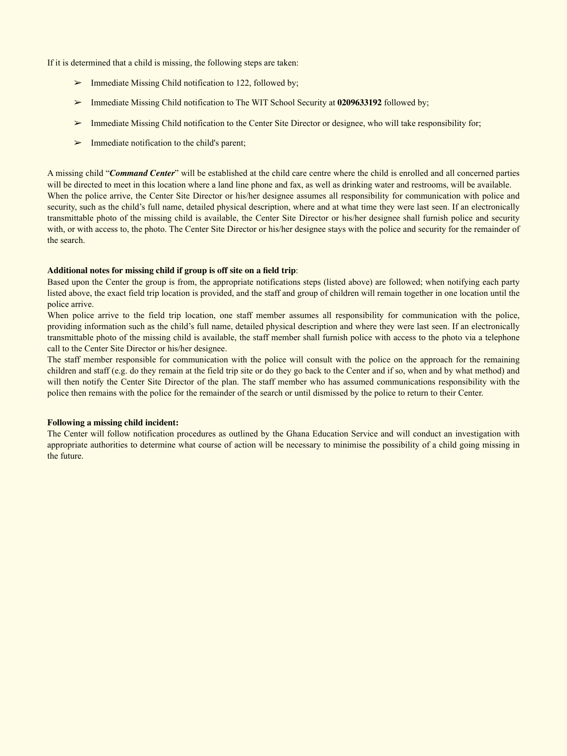If it is determined that a child is missing, the following steps are taken:

- ➢ Immediate Missing Child notification to 122, followed by;
- ➢ Immediate Missing Child notification to The WIT School Security at **0209633192** followed by;
- ➢ Immediate Missing Child notification to the Center Site Director or designee, who will take responsibility for;
- ➢ Immediate notification to the child's parent;

A missing child "***Command Center***" will be established at the child care centre where the child is enrolled and all concerned parties will be directed to meet in this location where a land line phone and fax, as well as drinking water and restrooms, will be available. When the police arrive, the Center Site Director or his/her designee assumes all responsibility for communication with police and security, such as the child's full name, detailed physical description, where and at what time they were last seen. If an electronically transmittable photo of the missing child is available, the Center Site Director or his/her designee shall furnish police and security with, or with access to, the photo. The Center Site Director or his/her designee stays with the police and security for the remainder of the search.

**Additional notes for missing child if group is off site on a field trip**:
Based upon the Center the group is from, the appropriate notifications steps (listed above) are followed; when notifying each party listed above, the exact field trip location is provided, and the staff and group of children will remain together in one location until the police arrive.
When police arrive to the field trip location, one staff member assumes all responsibility for communication with the police, providing information such as the child's full name, detailed physical description and where they were last seen. If an electronically transmittable photo of the missing child is available, the staff member shall furnish police with access to the photo via a telephone call to the Center Site Director or his/her designee.
The staff member responsible for communication with the police will consult with the police on the approach for the remaining children and staff (e.g. do they remain at the field trip site or do they go back to the Center and if so, when and by what method) and will then notify the Center Site Director of the plan. The staff member who has assumed communications responsibility with the police then remains with the police for the remainder of the search or until dismissed by the police to return to their Center.

**Following a missing child incident:**
The Center will follow notification procedures as outlined by the Ghana Education Service and will conduct an investigation with appropriate authorities to determine what course of action will be necessary to minimise the possibility of a child going missing in the future.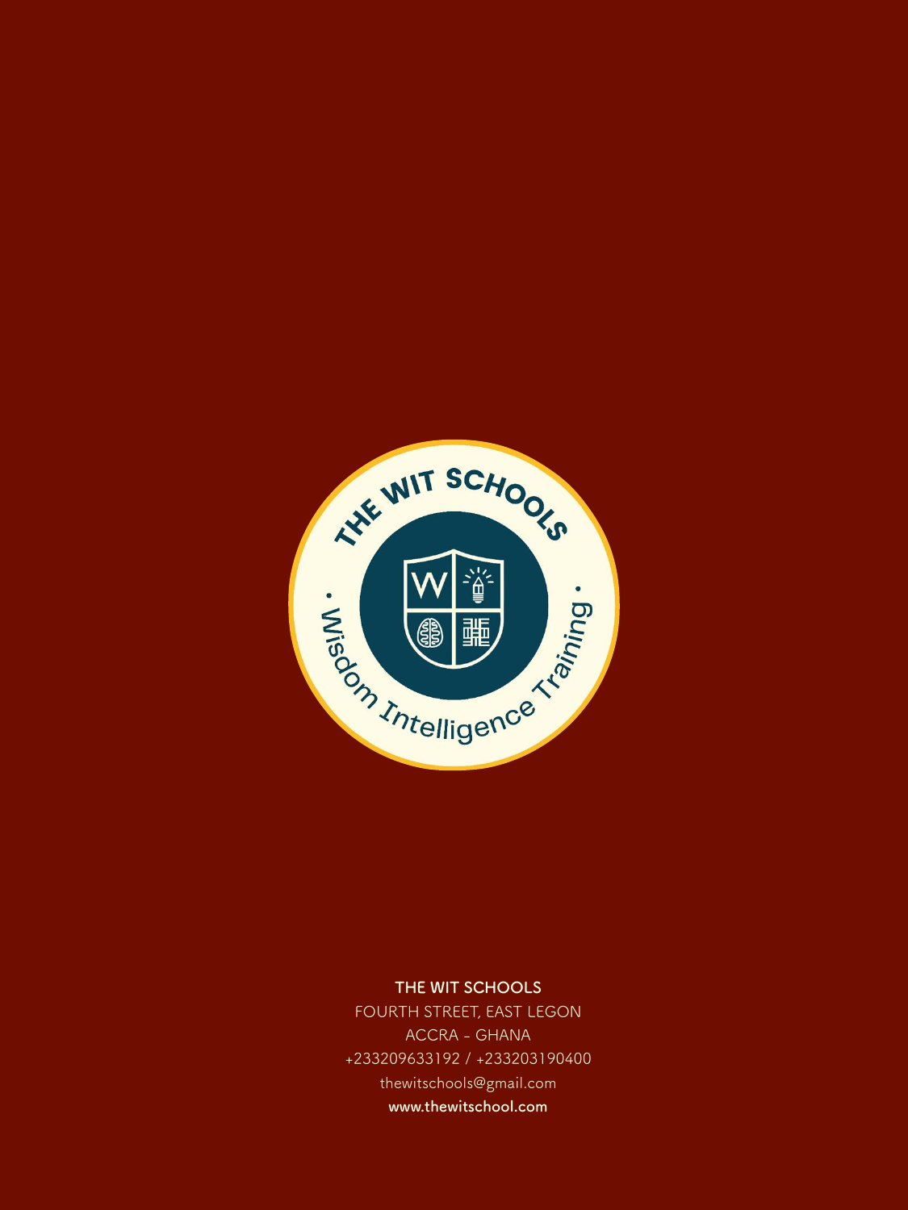THE WIT SCHOOLS

Wisdom Intelligence Training

**THE WIT SCHOOLS**
FOURTH STREET, EAST LEGON
ACCRA - GHANA
+233209633192 / +233203190400
thewitschools@gmail.com
**www.thewitschool.com**